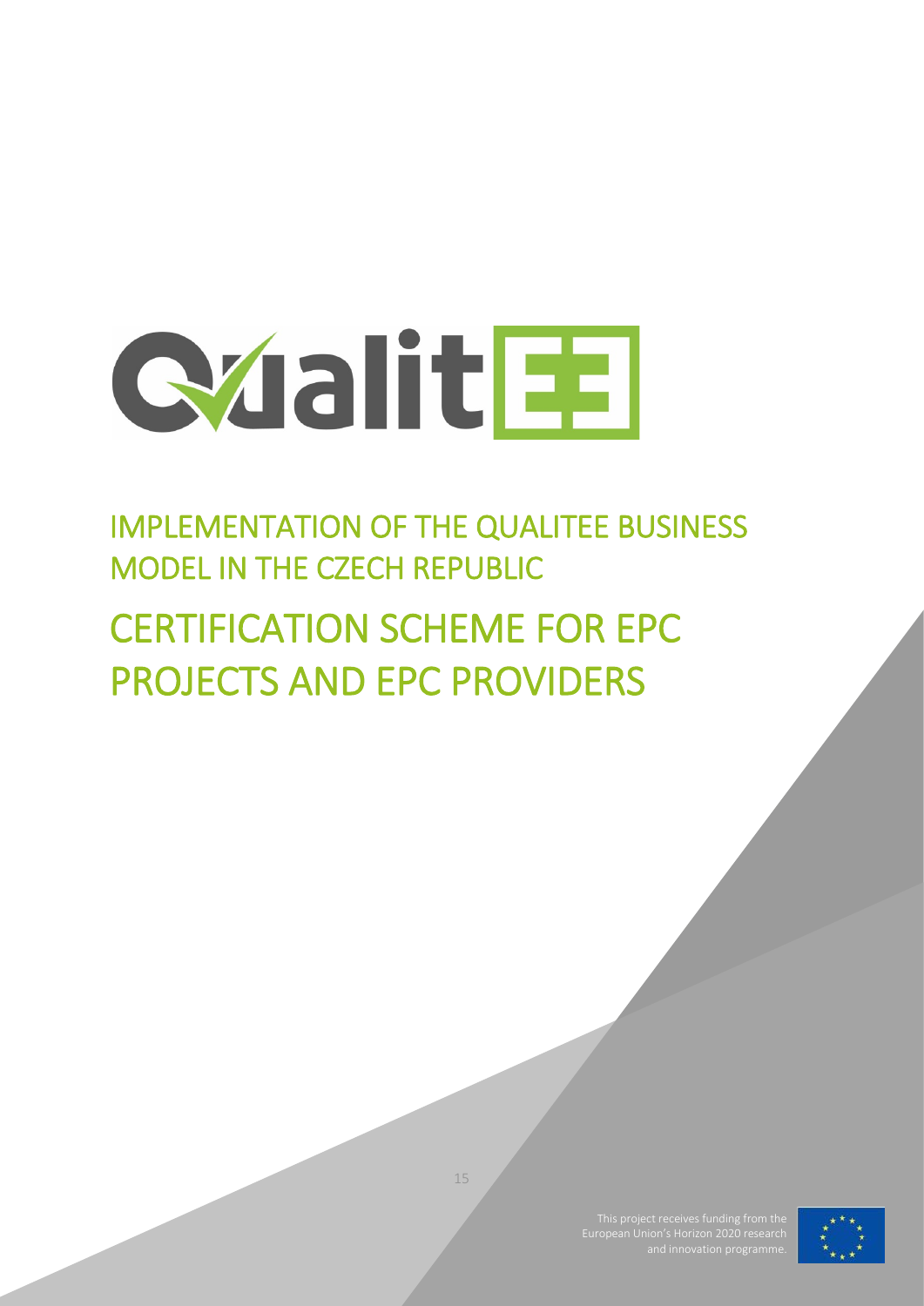# IMPLEMENTATION OF THE QUALITEE BUSINESS MODEL IN THE CZECH REPUBLIC

# CERTIFICATION SCHEME FOR EPC PROJECTS AND EPC PROVIDERS

This project receives funding from the European Union's Horizon 2020 research and innovation programme.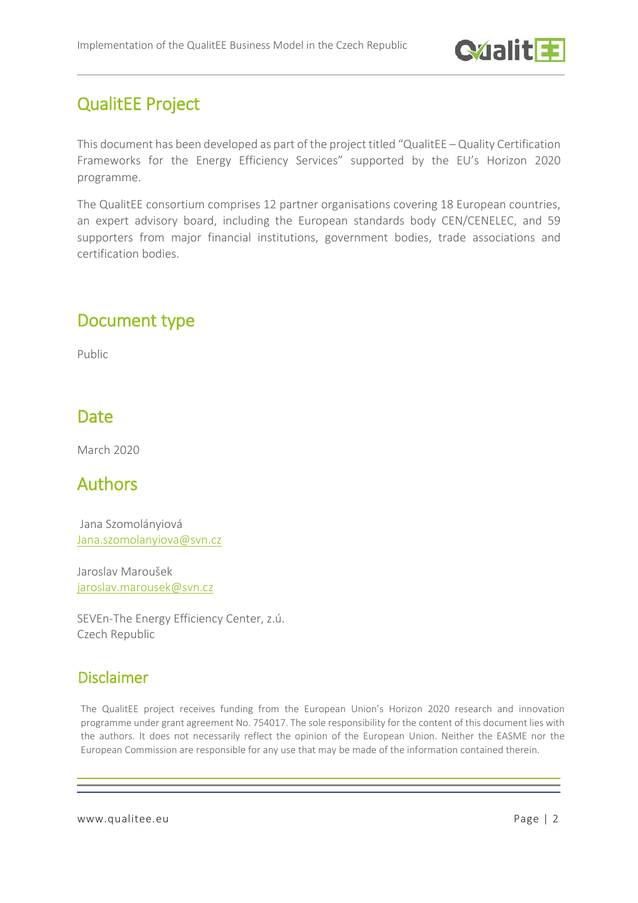## QualitEE Project

This document has been developed as part of the project titled "QualitEE – Quality Certification Frameworks for the Energy Efficiency Services" supported by the EU's Horizon 2020 programme.

The QualitEE consortium comprises 12 partner organisations covering 18 European countries, an expert advisory board, including the European standards body CEN/CENELEC, and 59 supporters from major financial institutions, government bodies, trade associations and certification bodies.

## Document type

Public

## Date

March 2020

## Authors

Jana Szomolányiová
Jana.szomolanyiova@svn.cz

Jaroslav Maroušek
jaroslav.marousek@svn.cz

SEVEn-The Energy Efficiency Center, z.ú.
Czech Republic

## Disclaimer

The QualitEE project receives funding from the European Union's Horizon 2020 research and innovation programme under grant agreement No. 754017. The sole responsibility for the content of this document lies with the authors. It does not necessarily reflect the opinion of the European Union. Neither the EASME nor the European Commission are responsible for any use that may be made of the information contained therein.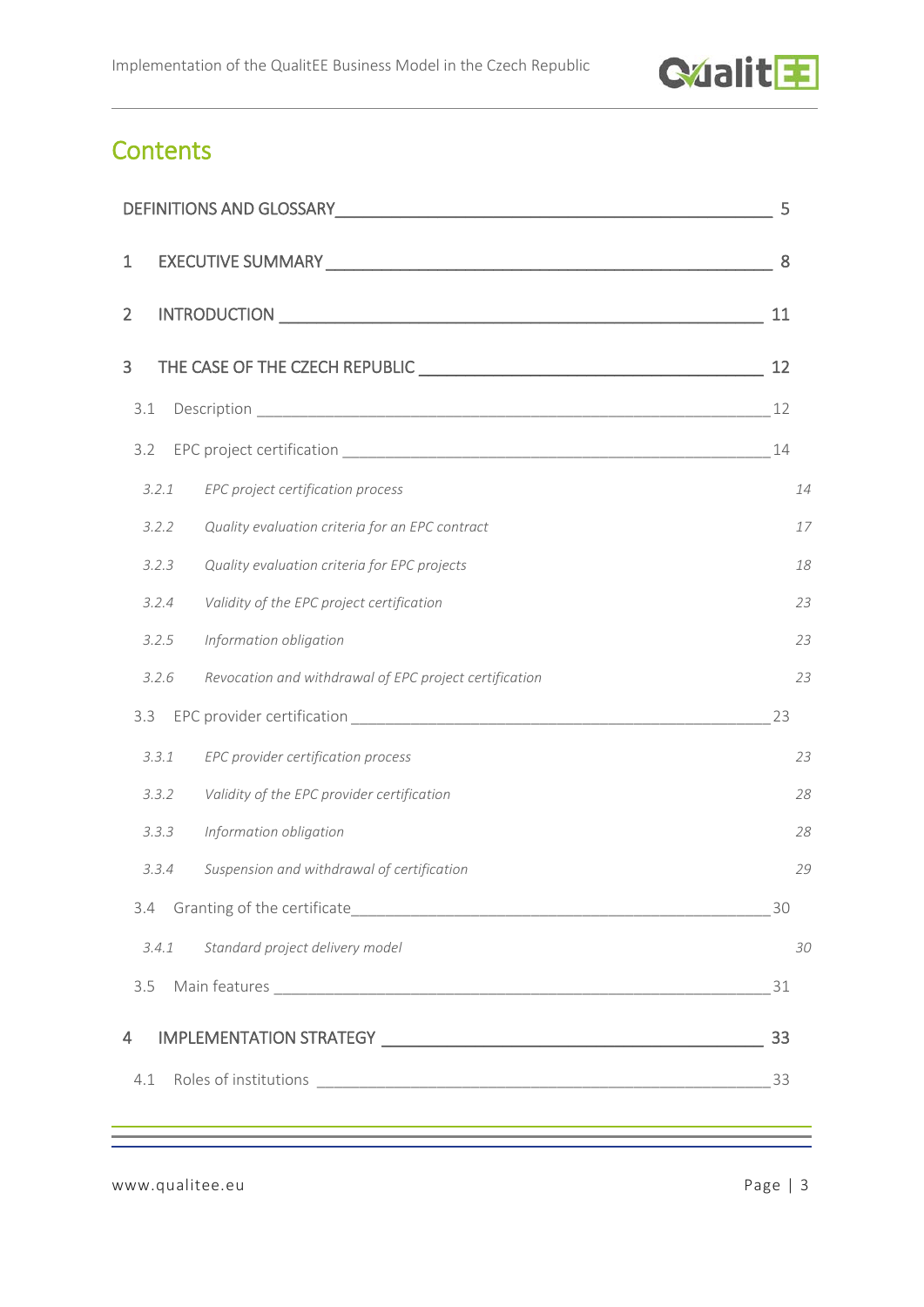# Contents

DEFINITIONS AND GLOSSARY 5

1 EXECUTIVE SUMMARY 8

2 INTRODUCTION 11

3 THE CASE OF THE CZECH REPUBLIC 12

- 3.1 Description 12
- 3.2 EPC project certification 14
  - *3.2.1 EPC project certification process 14*
  - *3.2.2 Quality evaluation criteria for an EPC contract 17*
  - *3.2.3 Quality evaluation criteria for EPC projects 18*
  - *3.2.4 Validity of the EPC project certification 23*
  - *3.2.5 Information obligation 23*
  - *3.2.6 Revocation and withdrawal of EPC project certification 23*
- 3.3 EPC provider certification 23
  - *3.3.1 EPC provider certification process 23*
  - *3.3.2 Validity of the EPC provider certification 28*
  - *3.3.3 Information obligation 28*
  - *3.3.4 Suspension and withdrawal of certification 29*
- 3.4 Granting of the certificate 30
  - *3.4.1 Standard project delivery model 30*
- 3.5 Main features 31

4 IMPLEMENTATION STRATEGY 33

- 4.1 Roles of institutions 33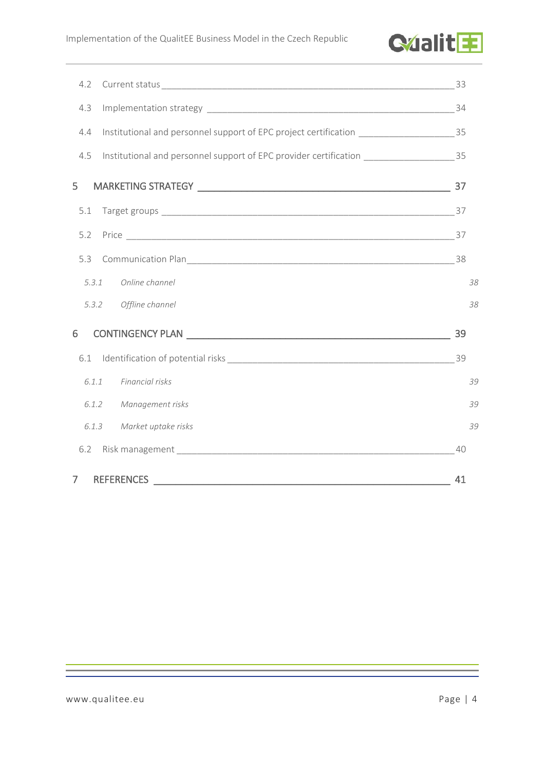4.2 Current status 33

4.3 Implementation strategy 34

4.4 Institutional and personnel support of EPC project certification 35

4.5 Institutional and personnel support of EPC provider certification 35

5 MARKETING STRATEGY 37

5.1 Target groups 37

5.2 Price 37

5.3 Communication Plan 38

*5.3.1 Online channel 38*

*5.3.2 Offline channel 38*

6 CONTINGENCY PLAN 39

6.1 Identification of potential risks 39

*6.1.1 Financial risks 39*

*6.1.2 Management risks 39*

*6.1.3 Market uptake risks 39*

6.2 Risk management 40

7 REFERENCES 41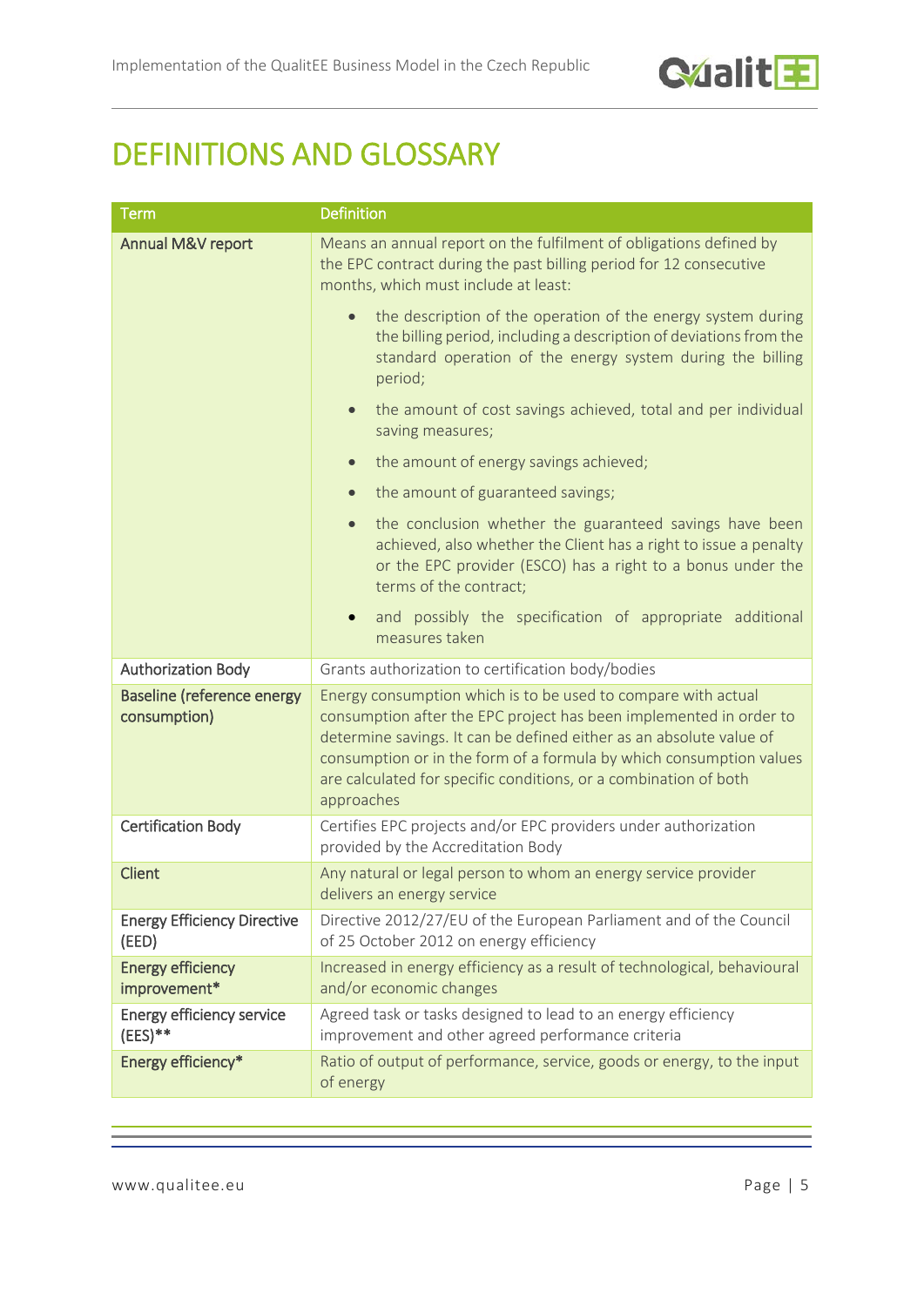# DEFINITIONS AND GLOSSARY

| Term | Definition |
|---|---|
| Annual M&V report | Means an annual report on the fulfilment of obligations defined by the EPC contract during the past billing period for 12 consecutive months, which must include at least: <br>• the description of the operation of the energy system during the billing period, including a description of deviations from the standard operation of the energy system during the billing period; <br>• the amount of cost savings achieved, total and per individual saving measures; <br>• the amount of energy savings achieved; <br>• the amount of guaranteed savings; <br>• the conclusion whether the guaranteed savings have been achieved, also whether the Client has a right to issue a penalty or the EPC provider (ESCO) has a right to a bonus under the terms of the contract; <br>• and possibly the specification of appropriate additional measures taken |
| Authorization Body | Grants authorization to certification body/bodies |
| Baseline (reference energy consumption) | Energy consumption which is to be used to compare with actual consumption after the EPC project has been implemented in order to determine savings. It can be defined either as an absolute value of consumption or in the form of a formula by which consumption values are calculated for specific conditions, or a combination of both approaches |
| Certification Body | Certifies EPC projects and/or EPC providers under authorization provided by the Accreditation Body |
| Client | Any natural or legal person to whom an energy service provider delivers an energy service |
| Energy Efficiency Directive (EED) | Directive 2012/27/EU of the European Parliament and of the Council of 25 October 2012 on energy efficiency |
| Energy efficiency improvement* | Increased in energy efficiency as a result of technological, behavioural and/or economic changes |
| Energy efficiency service (EES)** | Agreed task or tasks designed to lead to an energy efficiency improvement and other agreed performance criteria |
| Energy efficiency* | Ratio of output of performance, service, goods or energy, to the input of energy |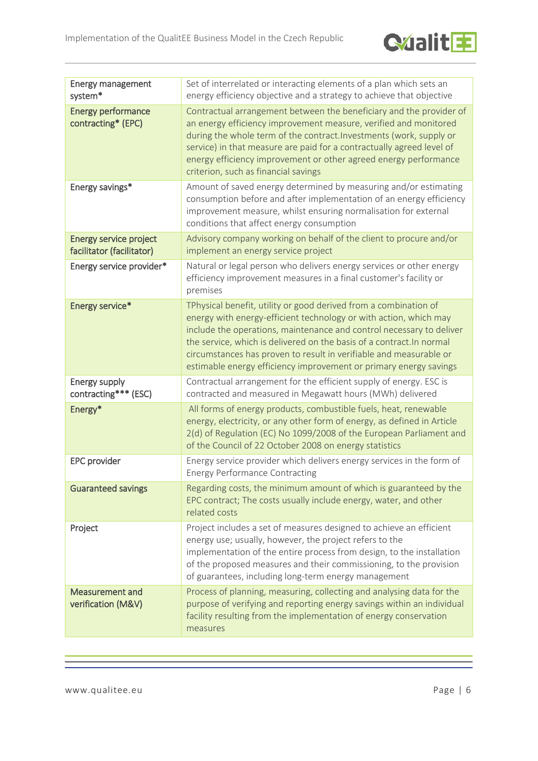| | |
|---|---|
| Energy management system* | Set of interrelated or interacting elements of a plan which sets an energy efficiency objective and a strategy to achieve that objective |
| Energy performance contracting* (EPC) | Contractual arrangement between the beneficiary and the provider of an energy efficiency improvement measure, verified and monitored during the whole term of the contract.Investments (work, supply or service) in that measure are paid for a contractually agreed level of energy efficiency improvement or other agreed energy performance criterion, such as financial savings |
| Energy savings* | Amount of saved energy determined by measuring and/or estimating consumption before and after implementation of an energy efficiency improvement measure, whilst ensuring normalisation for external conditions that affect energy consumption |
| Energy service project facilitator (facilitator) | Advisory company working on behalf of the client to procure and/or implement an energy service project |
| Energy service provider* | Natural or legal person who delivers energy services or other energy efficiency improvement measures in a final customer's facility or premises |
| Energy service* | TPhysical benefit, utility or good derived from a combination of energy with energy-efficient technology or with action, which may include the operations, maintenance and control necessary to deliver the service, which is delivered on the basis of a contract.In normal circumstances has proven to result in verifiable and measurable or estimable energy efficiency improvement or primary energy savings |
| Energy supply contracting*** (ESC) | Contractual arrangement for the efficient supply of energy. ESC is contracted and measured in Megawatt hours (MWh) delivered |
| Energy* | All forms of energy products, combustible fuels, heat, renewable energy, electricity, or any other form of energy, as defined in Article 2(d) of Regulation (EC) No 1099/2008 of the European Parliament and of the Council of 22 October 2008 on energy statistics |
| EPC provider | Energy service provider which delivers energy services in the form of Energy Performance Contracting |
| Guaranteed savings | Regarding costs, the minimum amount of which is guaranteed by the EPC contract; The costs usually include energy, water, and other related costs |
| Project | Project includes a set of measures designed to achieve an efficient energy use; usually, however, the project refers to the implementation of the entire process from design, to the installation of the proposed measures and their commissioning, to the provision of guarantees, including long-term energy management |
| Measurement and verification (M&V) | Process of planning, measuring, collecting and analysing data for the purpose of verifying and reporting energy savings within an individual facility resulting from the implementation of energy conservation measures |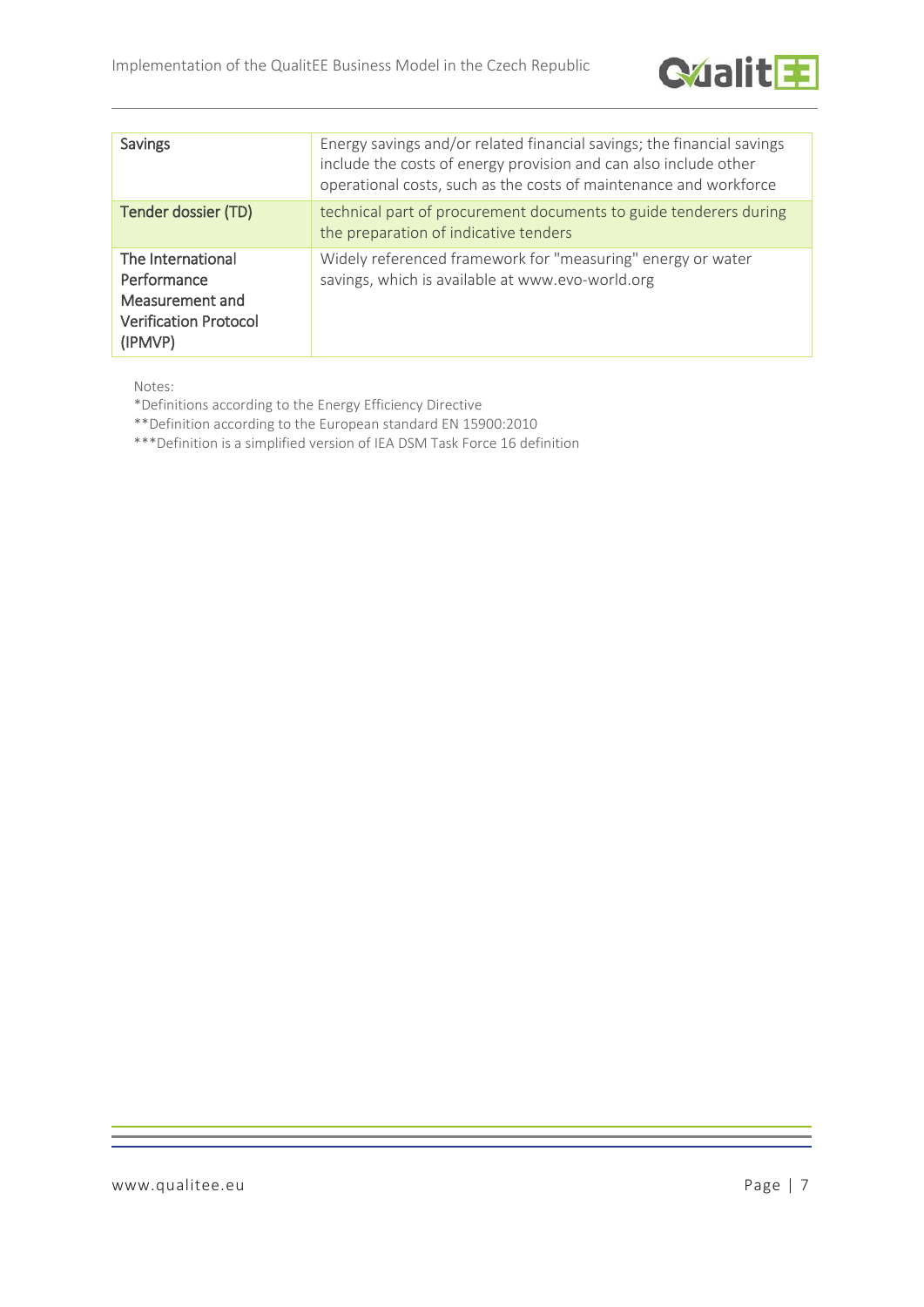| | |
|---|---|
| Savings | Energy savings and/or related financial savings; the financial savings include the costs of energy provision and can also include other operational costs, such as the costs of maintenance and workforce |
| Tender dossier (TD) | technical part of procurement documents to guide tenderers during the preparation of indicative tenders |
| The International Performance Measurement and Verification Protocol (IPMVP) | Widely referenced framework for "measuring" energy or water savings, which is available at www.evo-world.org |

Notes:

*Definitions according to the Energy Efficiency Directive

**Definition according to the European standard EN 15900:2010

***Definition is a simplified version of IEA DSM Task Force 16 definition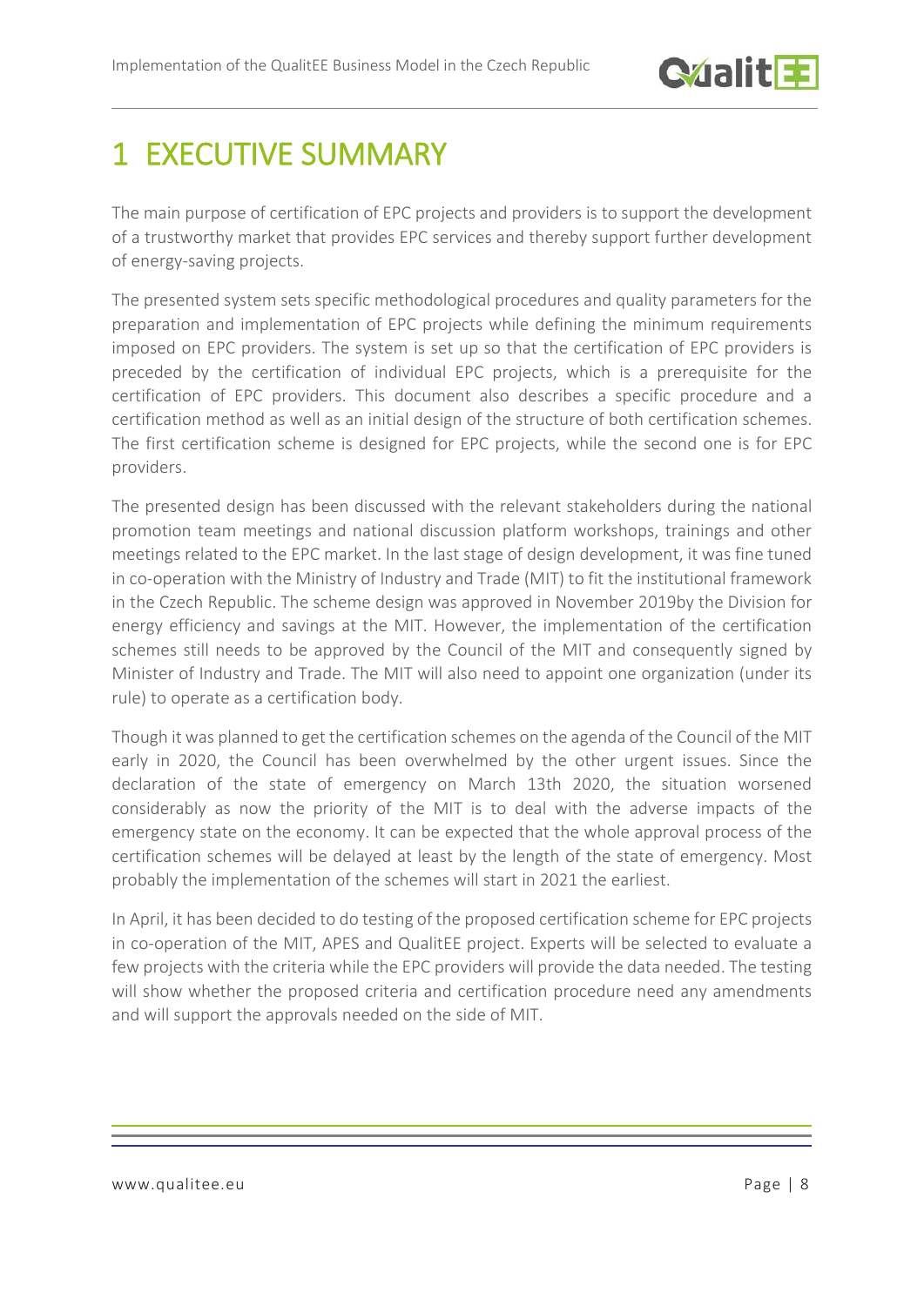# 1 EXECUTIVE SUMMARY

The main purpose of certification of EPC projects and providers is to support the development of a trustworthy market that provides EPC services and thereby support further development of energy-saving projects.

The presented system sets specific methodological procedures and quality parameters for the preparation and implementation of EPC projects while defining the minimum requirements imposed on EPC providers. The system is set up so that the certification of EPC providers is preceded by the certification of individual EPC projects, which is a prerequisite for the certification of EPC providers. This document also describes a specific procedure and a certification method as well as an initial design of the structure of both certification schemes. The first certification scheme is designed for EPC projects, while the second one is for EPC providers.

The presented design has been discussed with the relevant stakeholders during the national promotion team meetings and national discussion platform workshops, trainings and other meetings related to the EPC market. In the last stage of design development, it was fine tuned in co-operation with the Ministry of Industry and Trade (MIT) to fit the institutional framework in the Czech Republic. The scheme design was approved in November 2019by the Division for energy efficiency and savings at the MIT. However, the implementation of the certification schemes still needs to be approved by the Council of the MIT and consequently signed by Minister of Industry and Trade. The MIT will also need to appoint one organization (under its rule) to operate as a certification body.

Though it was planned to get the certification schemes on the agenda of the Council of the MIT early in 2020, the Council has been overwhelmed by the other urgent issues. Since the declaration of the state of emergency on March 13th 2020, the situation worsened considerably as now the priority of the MIT is to deal with the adverse impacts of the emergency state on the economy. It can be expected that the whole approval process of the certification schemes will be delayed at least by the length of the state of emergency. Most probably the implementation of the schemes will start in 2021 the earliest.

In April, it has been decided to do testing of the proposed certification scheme for EPC projects in co-operation of the MIT, APES and QualitEE project. Experts will be selected to evaluate a few projects with the criteria while the EPC providers will provide the data needed. The testing will show whether the proposed criteria and certification procedure need any amendments and will support the approvals needed on the side of MIT.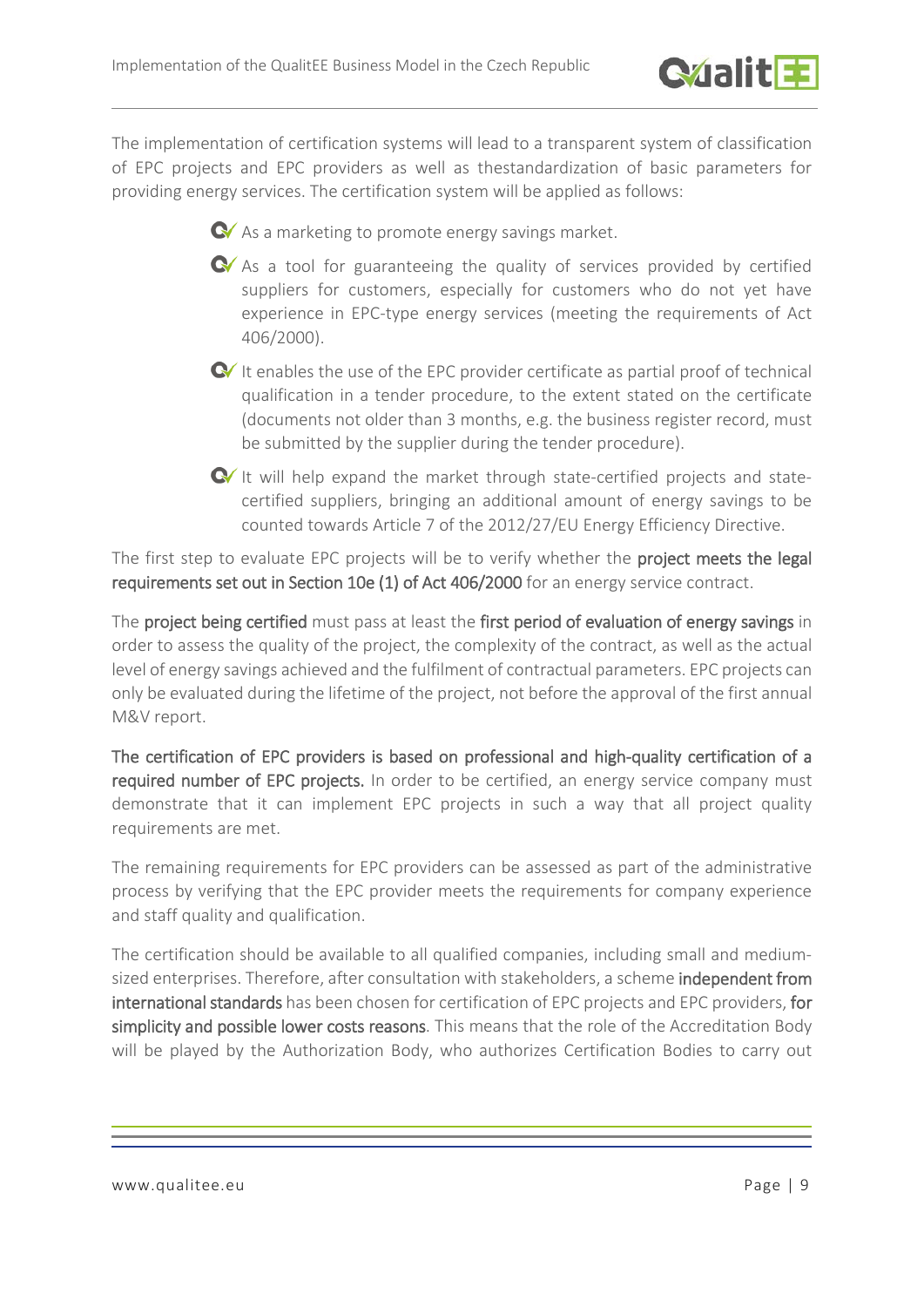The implementation of certification systems will lead to a transparent system of classification of EPC projects and EPC providers as well as thestandardization of basic parameters for providing energy services. The certification system will be applied as follows:

- As a marketing to promote energy savings market.
- As a tool for guaranteeing the quality of services provided by certified suppliers for customers, especially for customers who do not yet have experience in EPC-type energy services (meeting the requirements of Act 406/2000).
- It enables the use of the EPC provider certificate as partial proof of technical qualification in a tender procedure, to the extent stated on the certificate (documents not older than 3 months, e.g. the business register record, must be submitted by the supplier during the tender procedure).
- It will help expand the market through state-certified projects and state-certified suppliers, bringing an additional amount of energy savings to be counted towards Article 7 of the 2012/27/EU Energy Efficiency Directive.

The first step to evaluate EPC projects will be to verify whether the **project meets the legal requirements set out in Section 10e (1) of Act 406/2000** for an energy service contract.

The **project being certified** must pass at least the **first period of evaluation of energy savings** in order to assess the quality of the project, the complexity of the contract, as well as the actual level of energy savings achieved and the fulfilment of contractual parameters. EPC projects can only be evaluated during the lifetime of the project, not before the approval of the first annual M&V report.

**The certification of EPC providers is based on professional and high-quality certification of a required number of EPC projects.** In order to be certified, an energy service company must demonstrate that it can implement EPC projects in such a way that all project quality requirements are met.

The remaining requirements for EPC providers can be assessed as part of the administrative process by verifying that the EPC provider meets the requirements for company experience and staff quality and qualification.

The certification should be available to all qualified companies, including small and medium-sized enterprises. Therefore, after consultation with stakeholders, a scheme **independent from international standards** has been chosen for certification of EPC projects and EPC providers, **for simplicity and possible lower costs reasons**. This means that the role of the Accreditation Body will be played by the Authorization Body, who authorizes Certification Bodies to carry out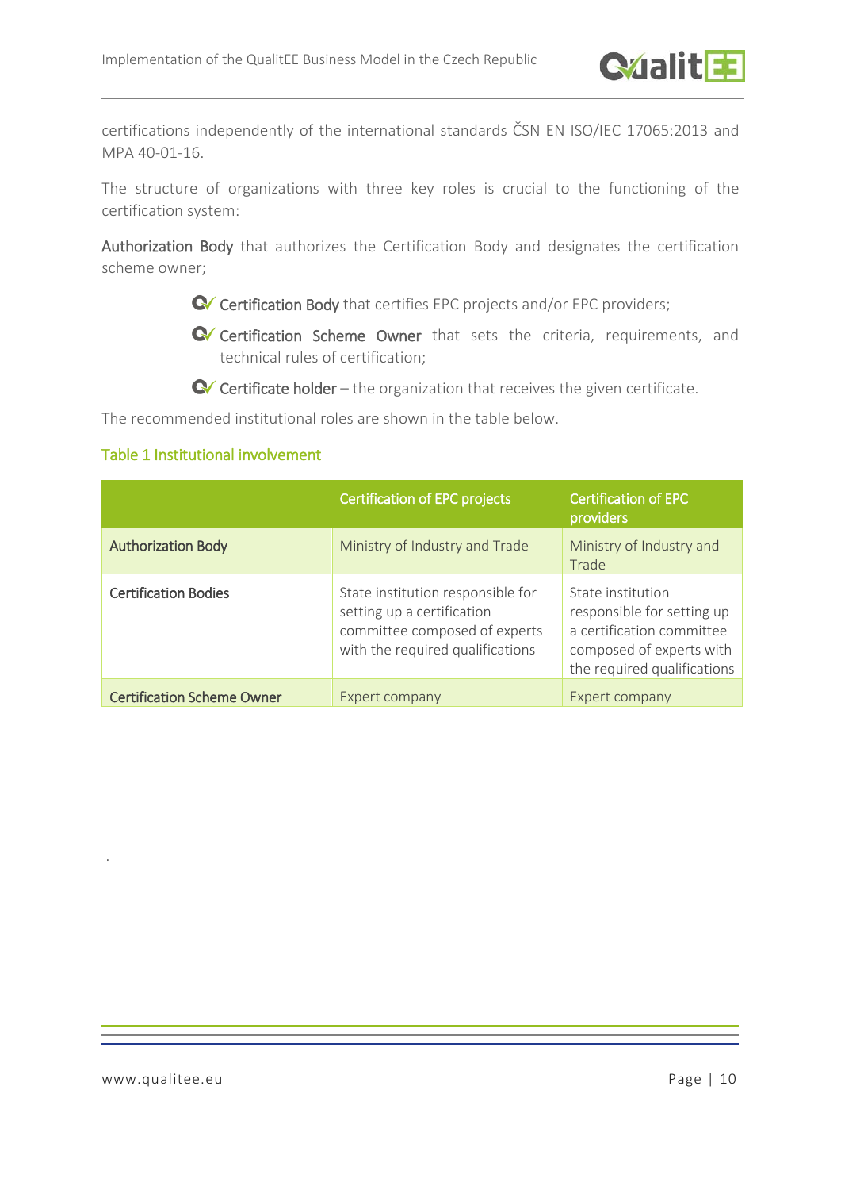certifications independently of the international standards ČSN EN ISO/IEC 17065:2013 and MPA 40-01-16.

The structure of organizations with three key roles is crucial to the functioning of the certification system:

**Authorization Body** that authorizes the Certification Body and designates the certification scheme owner;

- **Certification Body** that certifies EPC projects and/or EPC providers;
- **Certification Scheme Owner** that sets the criteria, requirements, and technical rules of certification;
- **Certificate holder** – the organization that receives the given certificate.

The recommended institutional roles are shown in the table below.

Table 1 Institutional involvement

| | Certification of EPC projects | Certification of EPC providers |
|---|---|---|
| **Authorization Body** | Ministry of Industry and Trade | Ministry of Industry and Trade |
| **Certification Bodies** | State institution responsible for setting up a certification committee composed of experts with the required qualifications | State institution responsible for setting up a certification committee composed of experts with the required qualifications |
| **Certification Scheme Owner** | Expert company | Expert company |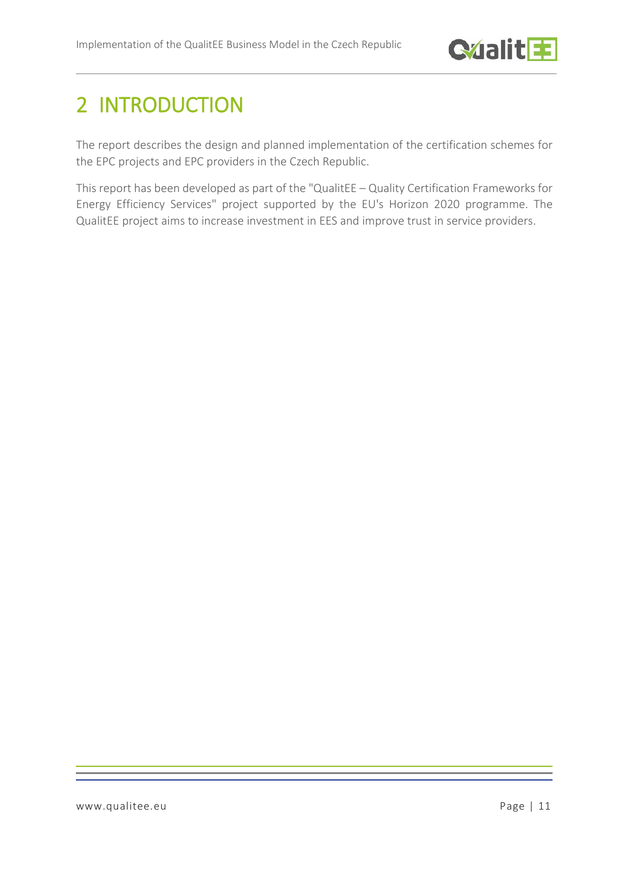# 2 INTRODUCTION

The report describes the design and planned implementation of the certification schemes for the EPC projects and EPC providers in the Czech Republic.

This report has been developed as part of the "QualitEE – Quality Certification Frameworks for Energy Efficiency Services" project supported by the EU's Horizon 2020 programme. The QualitEE project aims to increase investment in EES and improve trust in service providers.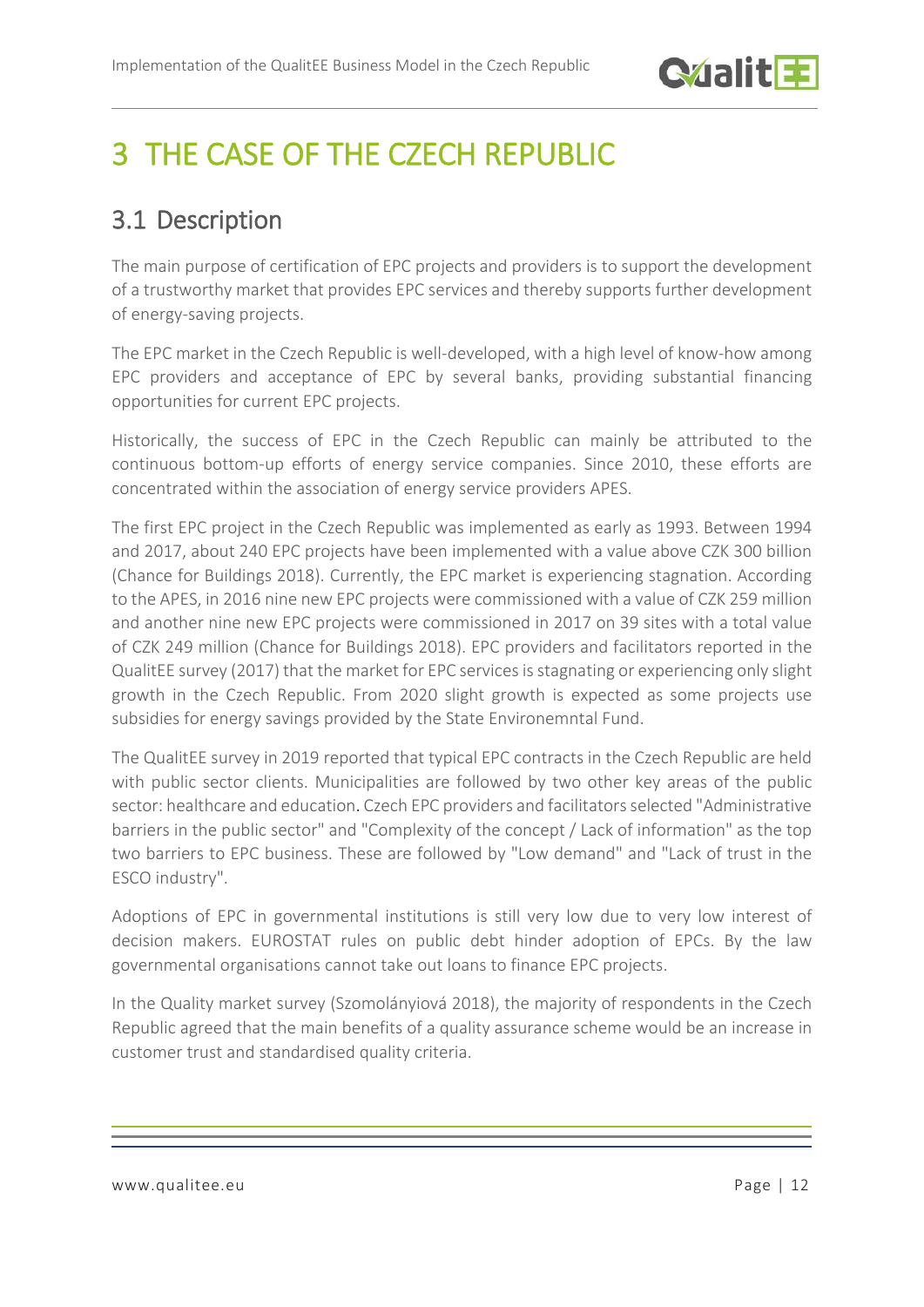# 3 THE CASE OF THE CZECH REPUBLIC

## 3.1 Description

The main purpose of certification of EPC projects and providers is to support the development of a trustworthy market that provides EPC services and thereby supports further development of energy-saving projects.

The EPC market in the Czech Republic is well-developed, with a high level of know-how among EPC providers and acceptance of EPC by several banks, providing substantial financing opportunities for current EPC projects.

Historically, the success of EPC in the Czech Republic can mainly be attributed to the continuous bottom-up efforts of energy service companies. Since 2010, these efforts are concentrated within the association of energy service providers APES.

The first EPC project in the Czech Republic was implemented as early as 1993. Between 1994 and 2017, about 240 EPC projects have been implemented with a value above CZK 300 billion (Chance for Buildings 2018). Currently, the EPC market is experiencing stagnation. According to the APES, in 2016 nine new EPC projects were commissioned with a value of CZK 259 million and another nine new EPC projects were commissioned in 2017 on 39 sites with a total value of CZK 249 million (Chance for Buildings 2018). EPC providers and facilitators reported in the QualitEE survey (2017) that the market for EPC services is stagnating or experiencing only slight growth in the Czech Republic. From 2020 slight growth is expected as some projects use subsidies for energy savings provided by the State Environemntal Fund.

The QualitEE survey in 2019 reported that typical EPC contracts in the Czech Republic are held with public sector clients. Municipalities are followed by two other key areas of the public sector: healthcare and education. Czech EPC providers and facilitators selected "Administrative barriers in the public sector" and "Complexity of the concept / Lack of information" as the top two barriers to EPC business. These are followed by "Low demand" and "Lack of trust in the ESCO industry".

Adoptions of EPC in governmental institutions is still very low due to very low interest of decision makers. EUROSTAT rules on public debt hinder adoption of EPCs. By the law governmental organisations cannot take out loans to finance EPC projects.

In the Quality market survey (Szomolányiová 2018), the majority of respondents in the Czech Republic agreed that the main benefits of a quality assurance scheme would be an increase in customer trust and standardised quality criteria.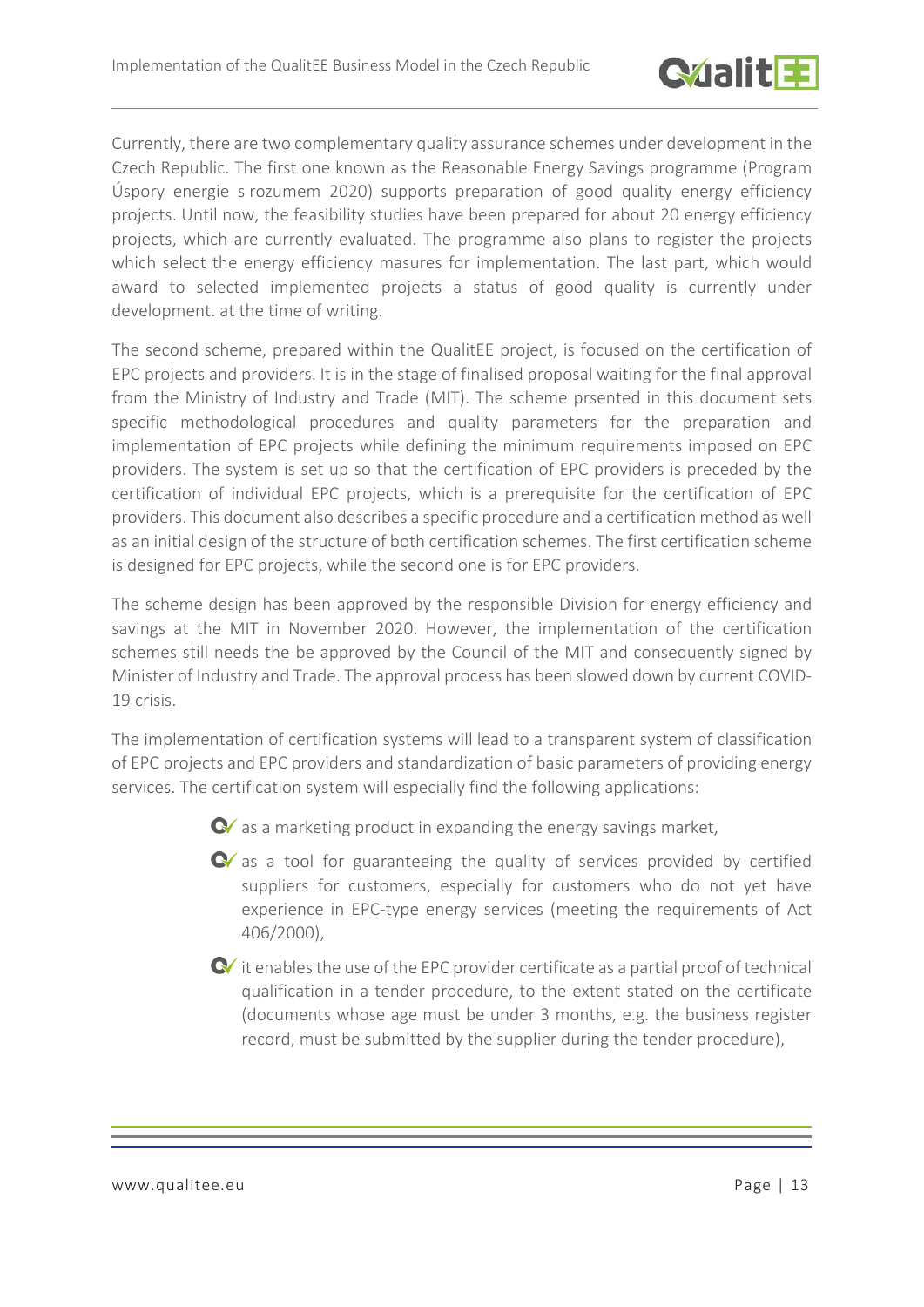Currently, there are two complementary quality assurance schemes under development in the Czech Republic. The first one known as the Reasonable Energy Savings programme (Program Úspory energie s rozumem 2020) supports preparation of good quality energy efficiency projects. Until now, the feasibility studies have been prepared for about 20 energy efficiency projects, which are currently evaluated. The programme also plans to register the projects which select the energy efficiency masures for implementation. The last part, which would award to selected implemented projects a status of good quality is currently under development. at the time of writing.

The second scheme, prepared within the QualitEE project, is focused on the certification of EPC projects and providers. It is in the stage of finalised proposal waiting for the final approval from the Ministry of Industry and Trade (MIT). The scheme prsented in this document sets specific methodological procedures and quality parameters for the preparation and implementation of EPC projects while defining the minimum requirements imposed on EPC providers. The system is set up so that the certification of EPC providers is preceded by the certification of individual EPC projects, which is a prerequisite for the certification of EPC providers. This document also describes a specific procedure and a certification method as well as an initial design of the structure of both certification schemes. The first certification scheme is designed for EPC projects, while the second one is for EPC providers.

The scheme design has been approved by the responsible Division for energy efficiency and savings at the MIT in November 2020. However, the implementation of the certification schemes still needs the be approved by the Council of the MIT and consequently signed by Minister of Industry and Trade. The approval process has been slowed down by current COVID-19 crisis.

The implementation of certification systems will lead to a transparent system of classification of EPC projects and EPC providers and standardization of basic parameters of providing energy services. The certification system will especially find the following applications:

- as a marketing product in expanding the energy savings market,
- as a tool for guaranteeing the quality of services provided by certified suppliers for customers, especially for customers who do not yet have experience in EPC-type energy services (meeting the requirements of Act 406/2000),
- it enables the use of the EPC provider certificate as a partial proof of technical qualification in a tender procedure, to the extent stated on the certificate (documents whose age must be under 3 months, e.g. the business register record, must be submitted by the supplier during the tender procedure),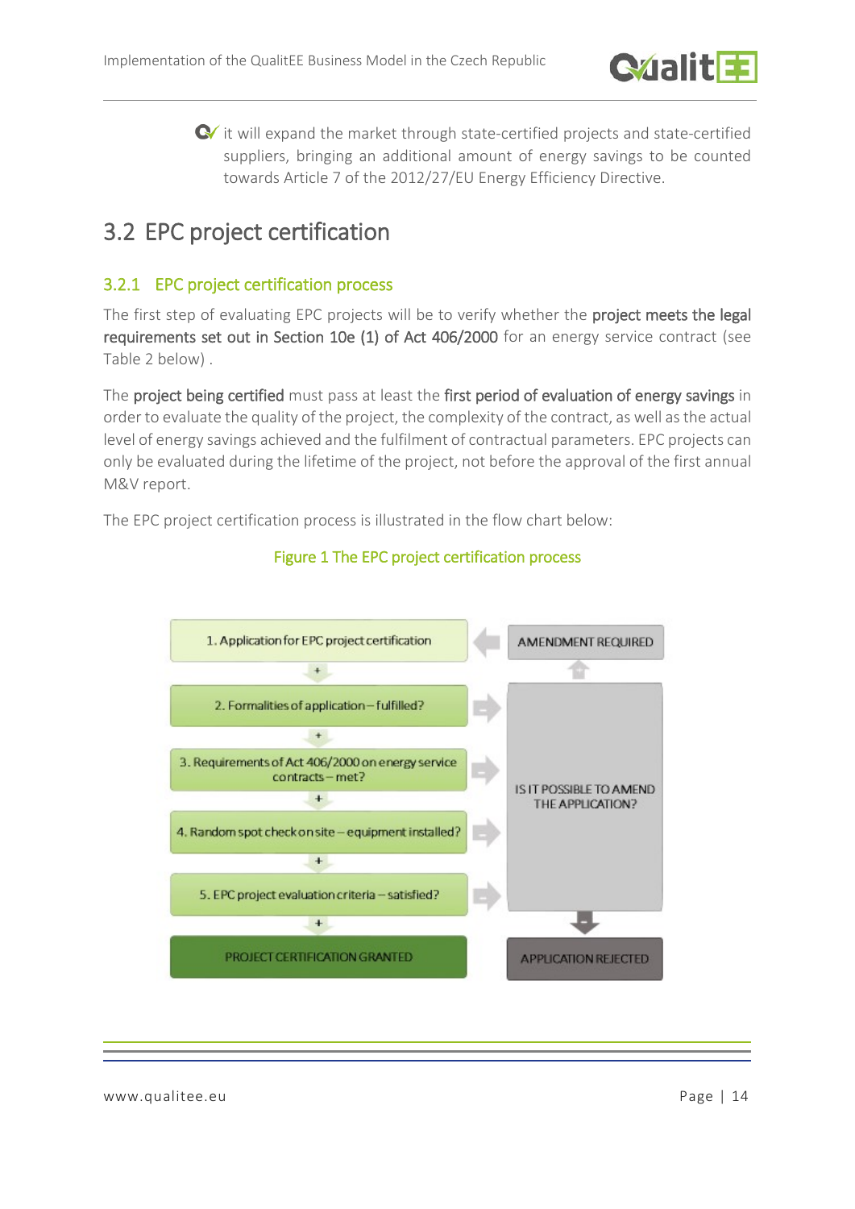- it will expand the market through state-certified projects and state-certified suppliers, bringing an additional amount of energy savings to be counted towards Article 7 of the 2012/27/EU Energy Efficiency Directive.

## 3.2 EPC project certification

### 3.2.1 EPC project certification process

The first step of evaluating EPC projects will be to verify whether the **project meets the legal requirements set out in Section 10e (1) of Act 406/2000** for an energy service contract (see Table 2 below) .

The **project being certified** must pass at least the **first period of evaluation of energy savings** in order to evaluate the quality of the project, the complexity of the contract, as well as the actual level of energy savings achieved and the fulfilment of contractual parameters. EPC projects can only be evaluated during the lifetime of the project, not before the approval of the first annual M&V report.

The EPC project certification process is illustrated in the flow chart below:

Figure 1 The EPC project certification process

1. Application for EPC project certification
2. Formalities of application – fulfilled?
3. Requirements of Act 406/2000 on energy service contracts – met?
4. Random spot check on site – equipment installed?
5. EPC project evaluation criteria – satisfied?

PROJECT CERTIFICATION GRANTED

AMENDMENT REQUIRED

IS IT POSSIBLE TO AMEND THE APPLICATION?

APPLICATION REJECTED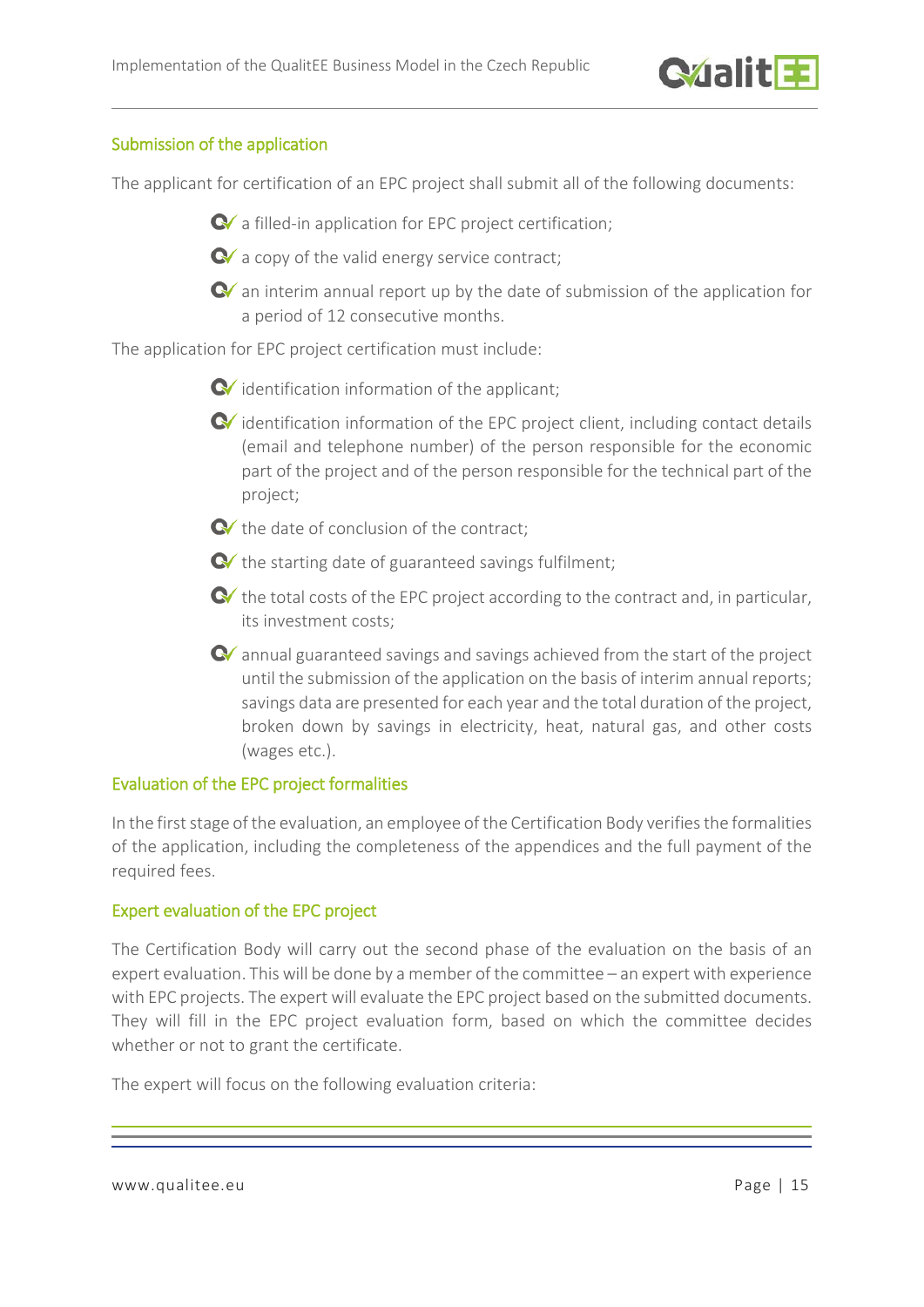### Submission of the application

The applicant for certification of an EPC project shall submit all of the following documents:

- a filled-in application for EPC project certification;
- a copy of the valid energy service contract;
- an interim annual report up by the date of submission of the application for a period of 12 consecutive months.

The application for EPC project certification must include:

- identification information of the applicant;
- identification information of the EPC project client, including contact details (email and telephone number) of the person responsible for the economic part of the project and of the person responsible for the technical part of the project;
- the date of conclusion of the contract;
- the starting date of guaranteed savings fulfilment;
- the total costs of the EPC project according to the contract and, in particular, its investment costs;
- annual guaranteed savings and savings achieved from the start of the project until the submission of the application on the basis of interim annual reports; savings data are presented for each year and the total duration of the project, broken down by savings in electricity, heat, natural gas, and other costs (wages etc.).

### Evaluation of the EPC project formalities

In the first stage of the evaluation, an employee of the Certification Body verifies the formalities of the application, including the completeness of the appendices and the full payment of the required fees.

### Expert evaluation of the EPC project

The Certification Body will carry out the second phase of the evaluation on the basis of an expert evaluation. This will be done by a member of the committee – an expert with experience with EPC projects. The expert will evaluate the EPC project based on the submitted documents. They will fill in the EPC project evaluation form, based on which the committee decides whether or not to grant the certificate.

The expert will focus on the following evaluation criteria: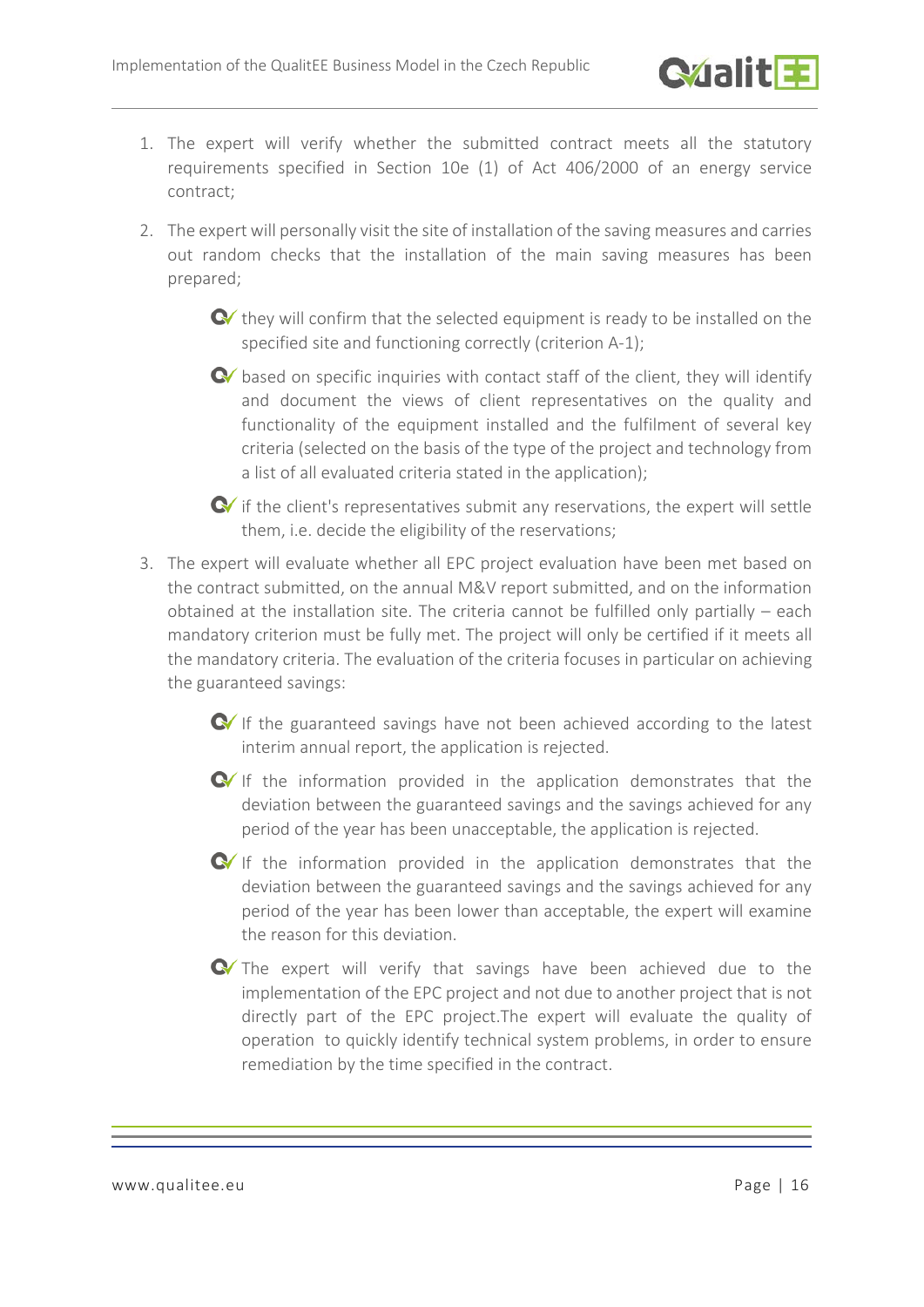1. The expert will verify whether the submitted contract meets all the statutory requirements specified in Section 10e (1) of Act 406/2000 of an energy service contract;

2. The expert will personally visit the site of installation of the saving measures and carries out random checks that the installation of the main saving measures has been prepared;

    - they will confirm that the selected equipment is ready to be installed on the specified site and functioning correctly (criterion A-1);
    - based on specific inquiries with contact staff of the client, they will identify and document the views of client representatives on the quality and functionality of the equipment installed and the fulfilment of several key criteria (selected on the basis of the type of the project and technology from a list of all evaluated criteria stated in the application);
    - if the client's representatives submit any reservations, the expert will settle them, i.e. decide the eligibility of the reservations;

3. The expert will evaluate whether all EPC project evaluation have been met based on the contract submitted, on the annual M&V report submitted, and on the information obtained at the installation site. The criteria cannot be fulfilled only partially – each mandatory criterion must be fully met. The project will only be certified if it meets all the mandatory criteria. The evaluation of the criteria focuses in particular on achieving the guaranteed savings:

    - If the guaranteed savings have not been achieved according to the latest interim annual report, the application is rejected.
    - If the information provided in the application demonstrates that the deviation between the guaranteed savings and the savings achieved for any period of the year has been unacceptable, the application is rejected.
    - If the information provided in the application demonstrates that the deviation between the guaranteed savings and the savings achieved for any period of the year has been lower than acceptable, the expert will examine the reason for this deviation.
    - The expert will verify that savings have been achieved due to the implementation of the EPC project and not due to another project that is not directly part of the EPC project.The expert will evaluate the quality of operation to quickly identify technical system problems, in order to ensure remediation by the time specified in the contract.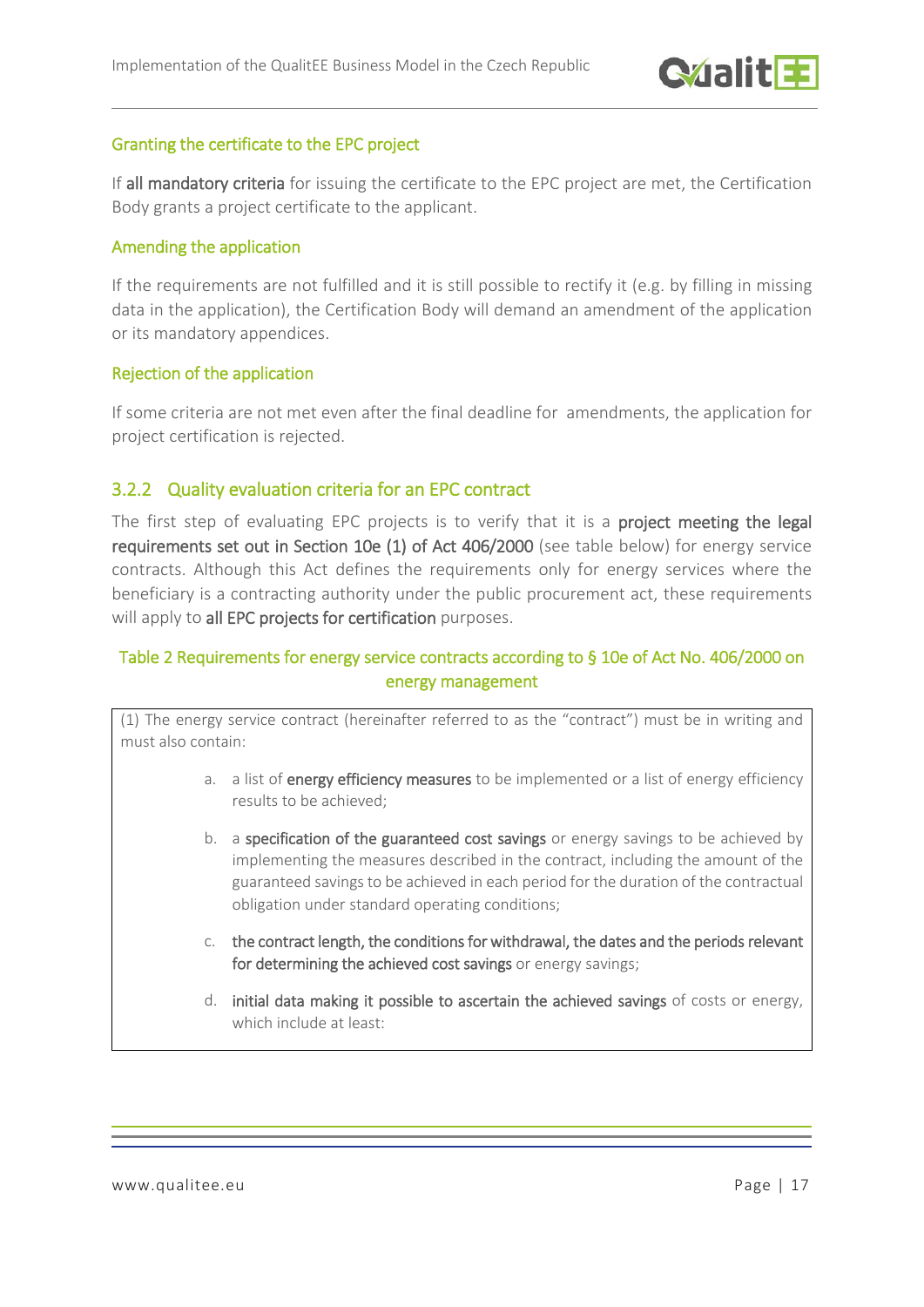#### Granting the certificate to the EPC project

If **all mandatory criteria** for issuing the certificate to the EPC project are met, the Certification Body grants a project certificate to the applicant.

#### Amending the application

If the requirements are not fulfilled and it is still possible to rectify it (e.g. by filling in missing data in the application), the Certification Body will demand an amendment of the application or its mandatory appendices.

#### Rejection of the application

If some criteria are not met even after the final deadline for amendments, the application for project certification is rejected.

### 3.2.2 Quality evaluation criteria for an EPC contract

The first step of evaluating EPC projects is to verify that it is a **project meeting the legal requirements set out in Section 10e (1) of Act 406/2000** (see table below) for energy service contracts. Although this Act defines the requirements only for energy services where the beneficiary is a contracting authority under the public procurement act, these requirements will apply to **all EPC projects for certification** purposes.

Table 2 Requirements for energy service contracts according to § 10e of Act No. 406/2000 on energy management

| |
|---|
| (1) The energy service contract (hereinafter referred to as the "contract") must be in writing and must also contain:<br><br>a. a list of **energy efficiency measures** to be implemented or a list of energy efficiency results to be achieved;<br><br>b. a **specification of the guaranteed cost savings** or energy savings to be achieved by implementing the measures described in the contract, including the amount of the guaranteed savings to be achieved in each period for the duration of the contractual obligation under standard operating conditions;<br><br>c. **the contract length, the conditions for withdrawal, the dates and the periods relevant for determining the achieved cost savings** or energy savings;<br><br>d. **initial data making it possible to ascertain the achieved savings** of costs or energy, which include at least: |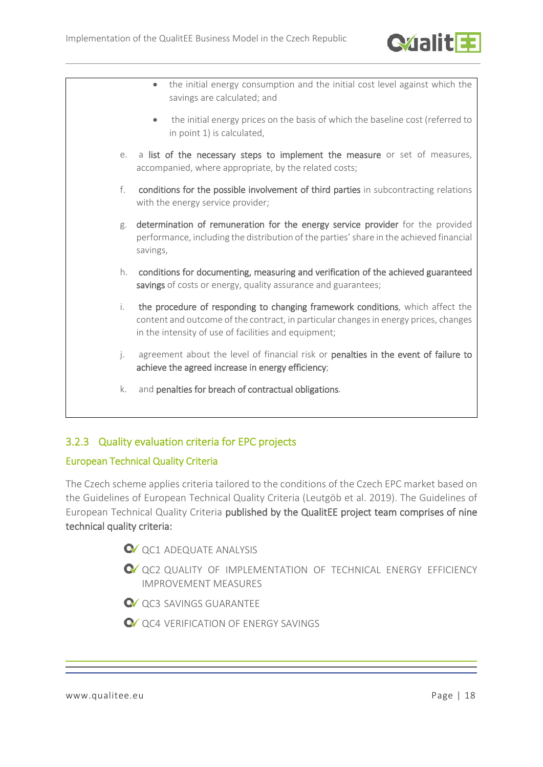- the initial energy consumption and the initial cost level against which the savings are calculated; and
- the initial energy prices on the basis of which the baseline cost (referred to in point 1) is calculated,

e. a **list of the necessary steps to implement the measure** or set of measures, accompanied, where appropriate, by the related costs;

f. **conditions for the possible involvement of third parties** in subcontracting relations with the energy service provider;

g. **determination of remuneration for the energy service provider** for the provided performance, including the distribution of the parties' share in the achieved financial savings,

h. **conditions for documenting, measuring and verification of the achieved guaranteed savings** of costs or energy, quality assurance and guarantees;

i. **the procedure of responding to changing framework conditions**, which affect the content and outcome of the contract, in particular changes in energy prices, changes in the intensity of use of facilities and equipment;

j. agreement about the level of financial risk or **penalties in the event of failure to achieve the agreed increase in energy efficiency**;

k. and **penalties for breach of contractual obligations**.

### 3.2.3 Quality evaluation criteria for EPC projects

#### European Technical Quality Criteria

The Czech scheme applies criteria tailored to the conditions of the Czech EPC market based on the Guidelines of European Technical Quality Criteria (Leutgöb et al. 2019). The Guidelines of European Technical Quality Criteria **published by the QualitEE project team comprises of nine technical quality criteria:**

- QC1 ADEQUATE ANALYSIS
- QC2 QUALITY OF IMPLEMENTATION OF TECHNICAL ENERGY EFFICIENCY IMPROVEMENT MEASURES
- QC3 SAVINGS GUARANTEE
- QC4 VERIFICATION OF ENERGY SAVINGS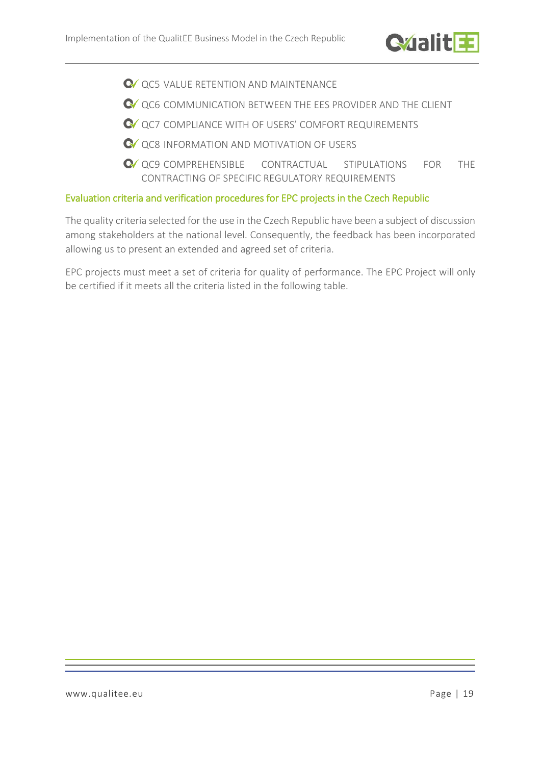- QC5 VALUE RETENTION AND MAINTENANCE
- QC6 COMMUNICATION BETWEEN THE EES PROVIDER AND THE CLIENT
- QC7 COMPLIANCE WITH OF USERS' COMFORT REQUIREMENTS
- QC8 INFORMATION AND MOTIVATION OF USERS
- QC9 COMPREHENSIBLE CONTRACTUAL STIPULATIONS FOR THE CONTRACTING OF SPECIFIC REGULATORY REQUIREMENTS

### Evaluation criteria and verification procedures for EPC projects in the Czech Republic

The quality criteria selected for the use in the Czech Republic have been a subject of discussion among stakeholders at the national level. Consequently, the feedback has been incorporated allowing us to present an extended and agreed set of criteria.

EPC projects must meet a set of criteria for quality of performance. The EPC Project will only be certified if it meets all the criteria listed in the following table.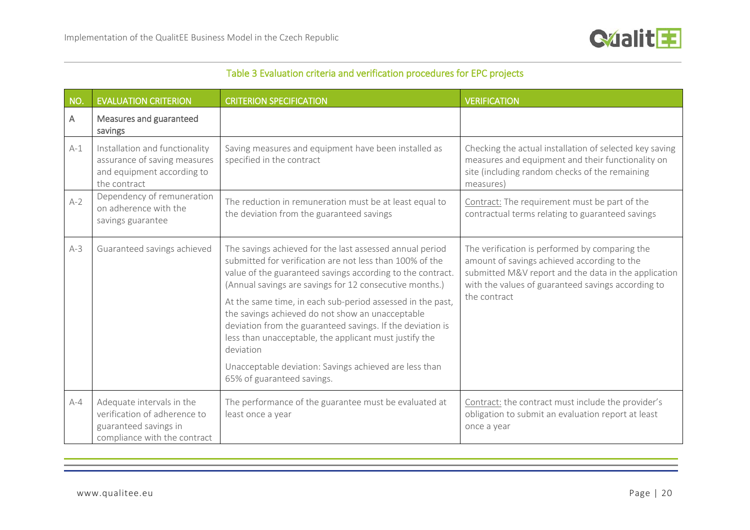Table 3 Evaluation criteria and verification procedures for EPC projects

| NO. | EVALUATION CRITERION | CRITERION SPECIFICATION | VERIFICATION |
|---|---|---|---|
| A | Measures and guaranteed savings | | |
| A-1 | Installation and functionality assurance of saving measures and equipment according to the contract | Saving measures and equipment have been installed as specified in the contract | Checking the actual installation of selected key saving measures and equipment and their functionality on site (including random checks of the remaining measures) |
| A-2 | Dependency of remuneration on adherence with the savings guarantee | The reduction in remuneration must be at least equal to the deviation from the guaranteed savings | Contract: The requirement must be part of the contractual terms relating to guaranteed savings |
| A-3 | Guaranteed savings achieved | The savings achieved for the last assessed annual period submitted for verification are not less than 100% of the value of the guaranteed savings according to the contract. (Annual savings are savings for 12 consecutive months.)<br><br>At the same time, in each sub-period assessed in the past, the savings achieved do not show an unacceptable deviation from the guaranteed savings. If the deviation is less than unacceptable, the applicant must justify the deviation<br><br>Unacceptable deviation: Savings achieved are less than 65% of guaranteed savings. | The verification is performed by comparing the amount of savings achieved according to the submitted M&V report and the data in the application with the values of guaranteed savings according to the contract |
| A-4 | Adequate intervals in the verification of adherence to guaranteed savings in compliance with the contract | The performance of the guarantee must be evaluated at least once a year | Contract: the contract must include the provider's obligation to submit an evaluation report at least once a year |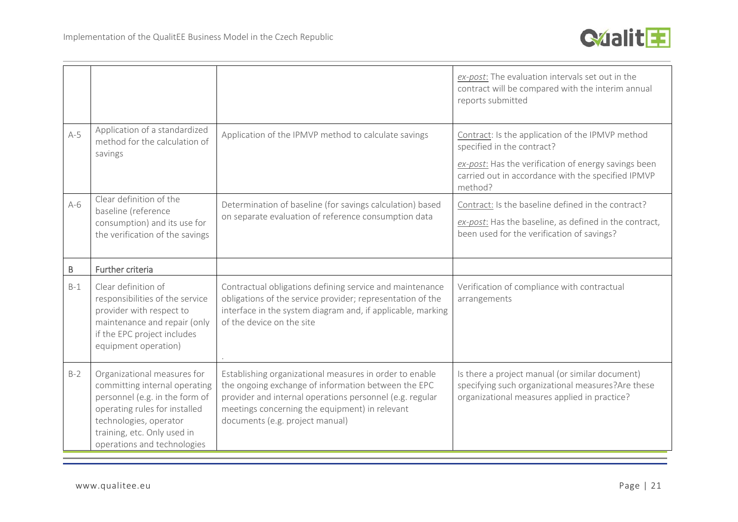| | | | |
|---|---|---|---|
| | | | *ex-post*: The evaluation intervals set out in the contract will be compared with the interim annual reports submitted |
| A-5 | Application of a standardized method for the calculation of savings | Application of the IPMVP method to calculate savings | Contract: Is the application of the IPMVP method specified in the contract? *ex-post*: Has the verification of energy savings been carried out in accordance with the specified IPMVP method? |
| A-6 | Clear definition of the baseline (reference consumption) and its use for the verification of the savings | Determination of baseline (for savings calculation) based on separate evaluation of reference consumption data | Contract: Is the baseline defined in the contract? *ex-post*: Has the baseline, as defined in the contract, been used for the verification of savings? |
| B | Further criteria | | |
| B-1 | Clear definition of responsibilities of the service provider with respect to maintenance and repair (only if the EPC project includes equipment operation) | Contractual obligations defining service and maintenance obligations of the service provider; representation of the interface in the system diagram and, if applicable, marking of the device on the site . | Verification of compliance with contractual arrangements |
| B-2 | Organizational measures for committing internal operating personnel (e.g. in the form of operating rules for installed technologies, operator training, etc. Only used in operations and technologies | Establishing organizational measures in order to enable the ongoing exchange of information between the EPC provider and internal operations personnel (e.g. regular meetings concerning the equipment) in relevant documents (e.g. project manual) | Is there a project manual (or similar document) specifying such organizational measures?Are these organizational measures applied in practice? |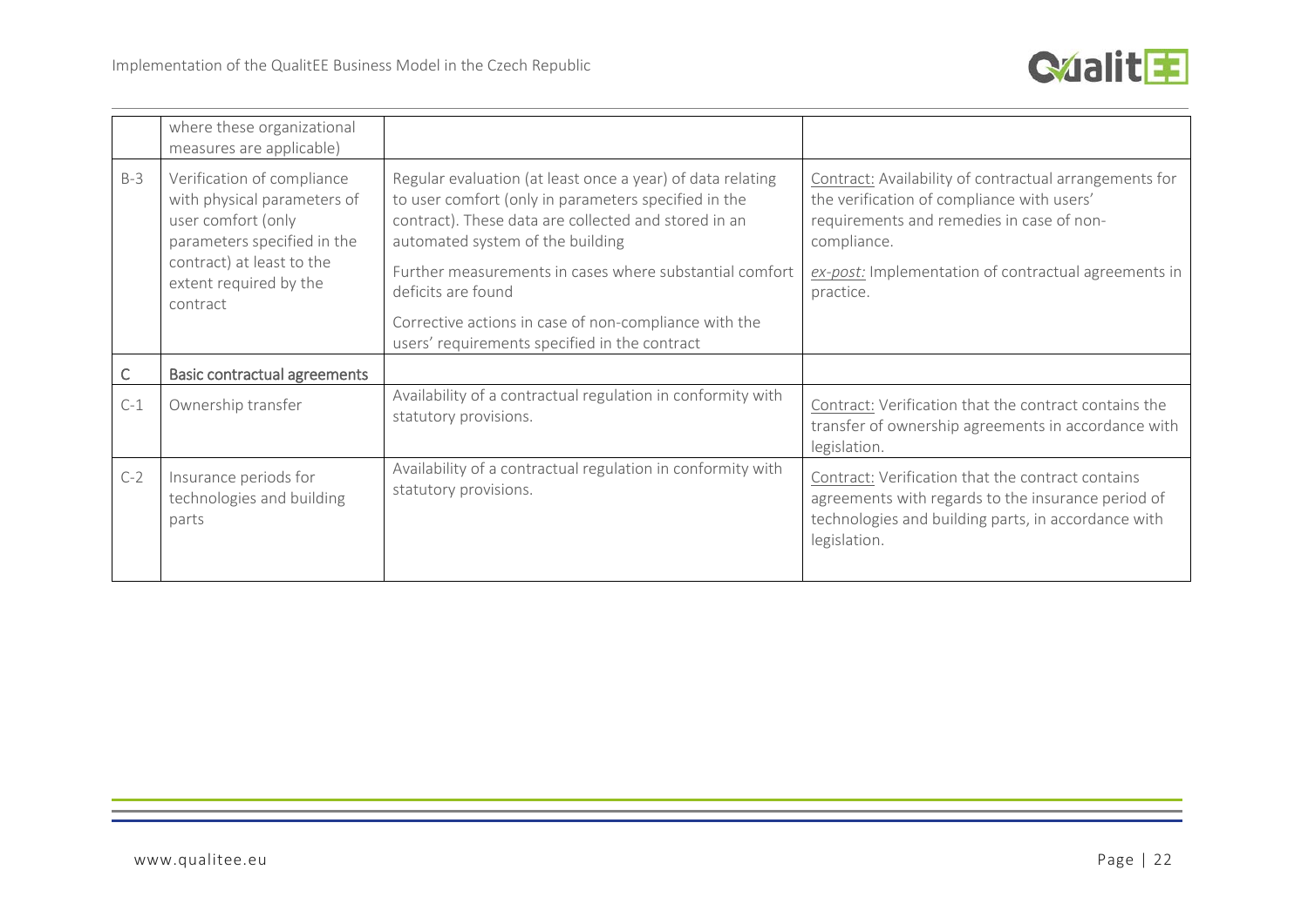| | | | |
|---|---|---|---|
| | where these organizational measures are applicable) | | |
| B-3 | Verification of compliance with physical parameters of user comfort (only parameters specified in the contract) at least to the extent required by the contract | Regular evaluation (at least once a year) of data relating to user comfort (only in parameters specified in the contract). These data are collected and stored in an automated system of the building<br><br>Further measurements in cases where substantial comfort deficits are found<br><br>Corrective actions in case of non-compliance with the users' requirements specified in the contract | Contract: Availability of contractual arrangements for the verification of compliance with users' requirements and remedies in case of non-compliance.<br><br>*ex-post:* Implementation of contractual agreements in practice. |
| C | **Basic contractual agreements** | | |
| C-1 | Ownership transfer | Availability of a contractual regulation in conformity with statutory provisions. | Contract: Verification that the contract contains the transfer of ownership agreements in accordance with legislation. |
| C-2 | Insurance periods for technologies and building parts | Availability of a contractual regulation in conformity with statutory provisions. | Contract: Verification that the contract contains agreements with regards to the insurance period of technologies and building parts, in accordance with legislation. |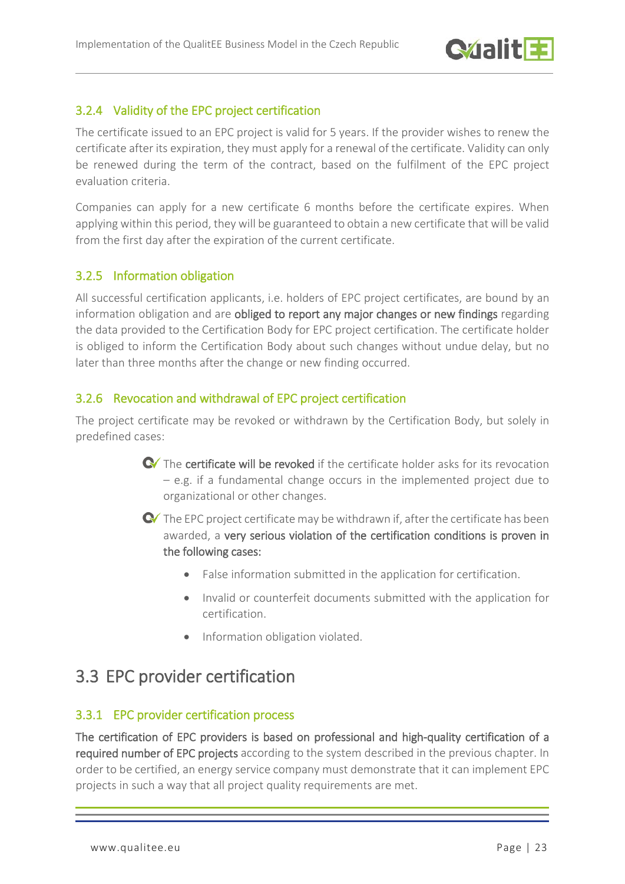### 3.2.4 Validity of the EPC project certification

The certificate issued to an EPC project is valid for 5 years. If the provider wishes to renew the certificate after its expiration, they must apply for a renewal of the certificate. Validity can only be renewed during the term of the contract, based on the fulfilment of the EPC project evaluation criteria.

Companies can apply for a new certificate 6 months before the certificate expires. When applying within this period, they will be guaranteed to obtain a new certificate that will be valid from the first day after the expiration of the current certificate.

### 3.2.5 Information obligation

All successful certification applicants, i.e. holders of EPC project certificates, are bound by an information obligation and are **obliged to report any major changes or new findings** regarding the data provided to the Certification Body for EPC project certification. The certificate holder is obliged to inform the Certification Body about such changes without undue delay, but no later than three months after the change or new finding occurred.

### 3.2.6 Revocation and withdrawal of EPC project certification

The project certificate may be revoked or withdrawn by the Certification Body, but solely in predefined cases:

- The **certificate will be revoked** if the certificate holder asks for its revocation – e.g. if a fundamental change occurs in the implemented project due to organizational or other changes.
- The EPC project certificate may be withdrawn if, after the certificate has been awarded, a **very serious violation of the certification conditions is proven in the following cases:**
  - False information submitted in the application for certification.
  - Invalid or counterfeit documents submitted with the application for certification.
  - Information obligation violated.

## 3.3 EPC provider certification

### 3.3.1 EPC provider certification process

**The certification of EPC providers is based on professional and high-quality certification of a required number of EPC projects** according to the system described in the previous chapter. In order to be certified, an energy service company must demonstrate that it can implement EPC projects in such a way that all project quality requirements are met.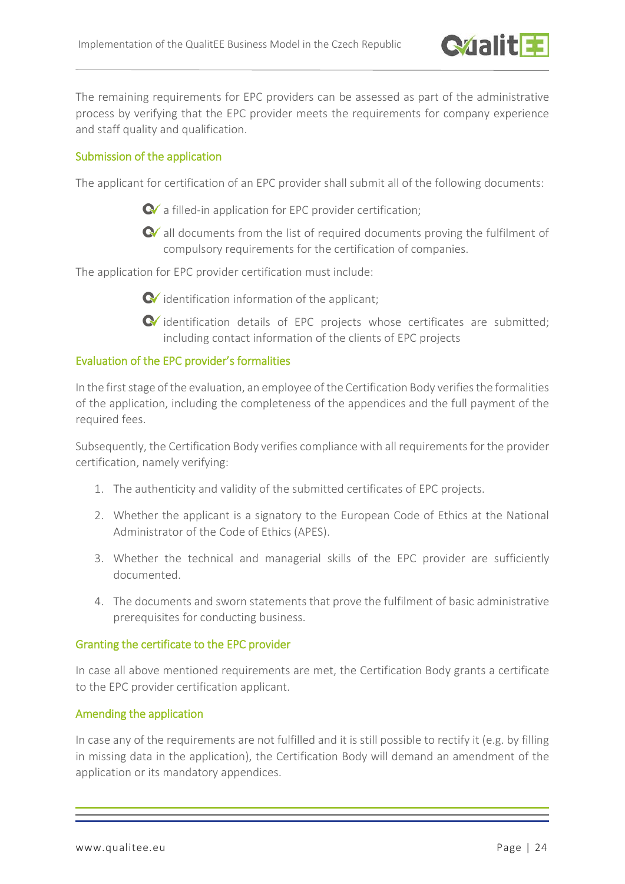The remaining requirements for EPC providers can be assessed as part of the administrative process by verifying that the EPC provider meets the requirements for company experience and staff quality and qualification.

### Submission of the application

The applicant for certification of an EPC provider shall submit all of the following documents:

- a filled-in application for EPC provider certification;
- all documents from the list of required documents proving the fulfilment of compulsory requirements for the certification of companies.

The application for EPC provider certification must include:

- identification information of the applicant;
- identification details of EPC projects whose certificates are submitted; including contact information of the clients of EPC projects

### Evaluation of the EPC provider's formalities

In the first stage of the evaluation, an employee of the Certification Body verifies the formalities of the application, including the completeness of the appendices and the full payment of the required fees.

Subsequently, the Certification Body verifies compliance with all requirements for the provider certification, namely verifying:

1. The authenticity and validity of the submitted certificates of EPC projects.
2. Whether the applicant is a signatory to the European Code of Ethics at the National Administrator of the Code of Ethics (APES).
3. Whether the technical and managerial skills of the EPC provider are sufficiently documented.
4. The documents and sworn statements that prove the fulfilment of basic administrative prerequisites for conducting business.

### Granting the certificate to the EPC provider

In case all above mentioned requirements are met, the Certification Body grants a certificate to the EPC provider certification applicant.

### Amending the application

In case any of the requirements are not fulfilled and it is still possible to rectify it (e.g. by filling in missing data in the application), the Certification Body will demand an amendment of the application or its mandatory appendices.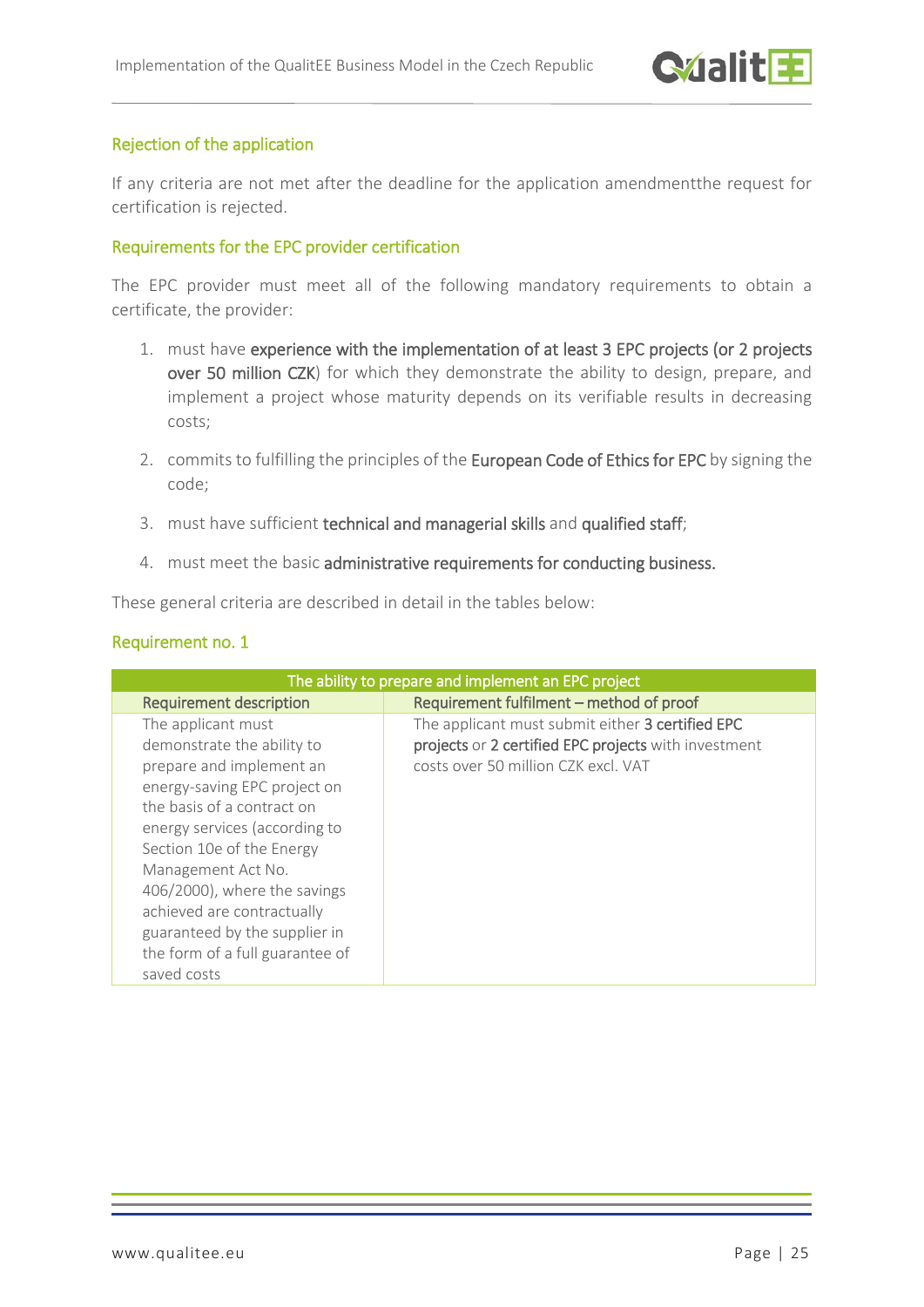### Rejection of the application

If any criteria are not met after the deadline for the application amendmentthe request for certification is rejected.

### Requirements for the EPC provider certification

The EPC provider must meet all of the following mandatory requirements to obtain a certificate, the provider:

1. must have **experience with the implementation of at least 3 EPC projects (or 2 projects over 50 million CZK**) for which they demonstrate the ability to design, prepare, and implement a project whose maturity depends on its verifiable results in decreasing costs;
2. commits to fulfilling the principles of the **European Code of Ethics for EPC** by signing the code;
3. must have sufficient **technical and managerial skills** and **qualified staff**;
4. must meet the basic **administrative requirements for conducting business.**

These general criteria are described in detail in the tables below:

### Requirement no. 1

| The ability to prepare and implement an EPC project | |
|---|---|
| Requirement description | Requirement fulfilment – method of proof |
| The applicant must demonstrate the ability to prepare and implement an energy-saving EPC project on the basis of a contract on energy services (according to Section 10e of the Energy Management Act No. 406/2000), where the savings achieved are contractually guaranteed by the supplier in the form of a full guarantee of saved costs | The applicant must submit either **3 certified EPC projects** or **2 certified EPC projects** with investment costs over 50 million CZK excl. VAT |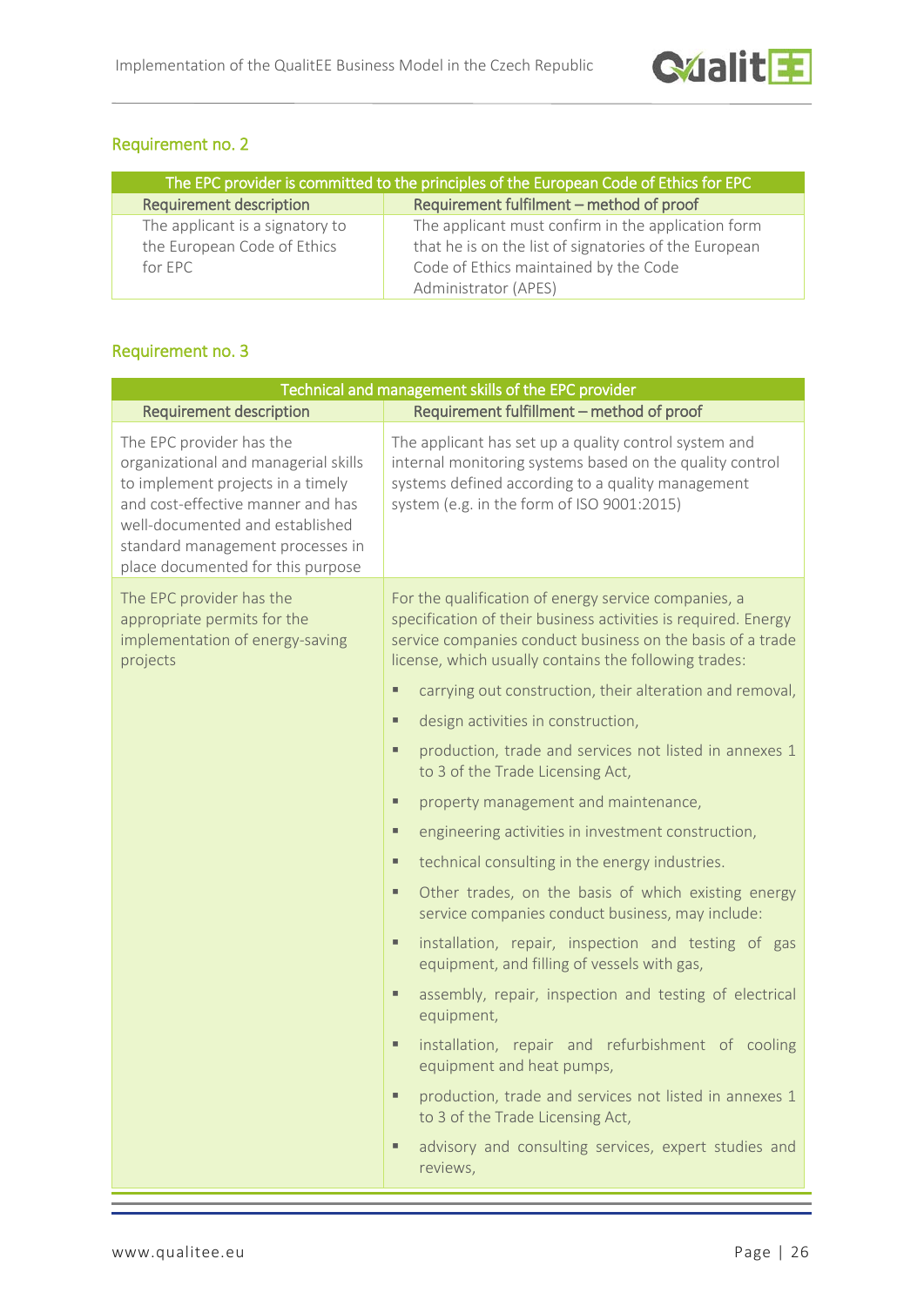## Requirement no. 2

| The EPC provider is committed to the principles of the European Code of Ethics for EPC | |
|---|---|
| Requirement description | Requirement fulfilment – method of proof |
| The applicant is a signatory to the European Code of Ethics for EPC | The applicant must confirm in the application form that he is on the list of signatories of the European Code of Ethics maintained by the Code Administrator (APES) |

## Requirement no. 3

| Technical and management skills of the EPC provider | |
|---|---|
| Requirement description | Requirement fulfillment – method of proof |
| The EPC provider has the organizational and managerial skills to implement projects in a timely and cost-effective manner and has well-documented and established standard management processes in place documented for this purpose | The applicant has set up a quality control system and internal monitoring systems based on the quality control systems defined according to a quality management system (e.g. in the form of ISO 9001:2015) |
| The EPC provider has the appropriate permits for the implementation of energy-saving projects | For the qualification of energy service companies, a specification of their business activities is required. Energy service companies conduct business on the basis of a trade license, which usually contains the following trades:<br>▪ carrying out construction, their alteration and removal,<br>▪ design activities in construction,<br>▪ production, trade and services not listed in annexes 1 to 3 of the Trade Licensing Act,<br>▪ property management and maintenance,<br>▪ engineering activities in investment construction,<br>▪ technical consulting in the energy industries.<br>▪ Other trades, on the basis of which existing energy service companies conduct business, may include:<br>▪ installation, repair, inspection and testing of gas equipment, and filling of vessels with gas,<br>▪ assembly, repair, inspection and testing of electrical equipment,<br>▪ installation, repair and refurbishment of cooling equipment and heat pumps,<br>▪ production, trade and services not listed in annexes 1 to 3 of the Trade Licensing Act,<br>▪ advisory and consulting services, expert studies and reviews, |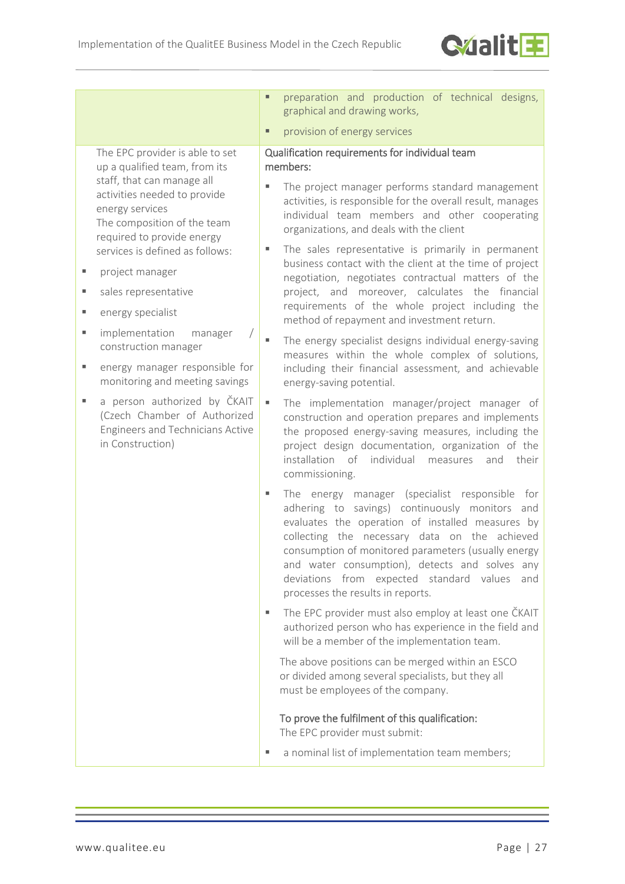| | |
|---|---|
| | ▪ preparation and production of technical designs, graphical and drawing works,<br>▪ provision of energy services |
| The EPC provider is able to set up a qualified team, from its staff, that can manage all activities needed to provide energy services<br>The composition of the team required to provide energy services is defined as follows:<br>▪ project manager<br>▪ sales representative<br>▪ energy specialist<br>▪ implementation manager / construction manager<br>▪ energy manager responsible for monitoring and meeting savings<br>▪ a person authorized by ČKAIT (Czech Chamber of Authorized Engineers and Technicians Active in Construction) | Qualification requirements for individual team members:<br>▪ The project manager performs standard management activities, is responsible for the overall result, manages individual team members and other cooperating organizations, and deals with the client<br>▪ The sales representative is primarily in permanent business contact with the client at the time of project negotiation, negotiates contractual matters of the project, and moreover, calculates the financial requirements of the whole project including the method of repayment and investment return.<br>▪ The energy specialist designs individual energy-saving measures within the whole complex of solutions, including their financial assessment, and achievable energy-saving potential.<br>▪ The implementation manager/project manager of construction and operation prepares and implements the proposed energy-saving measures, including the project design documentation, organization of the installation of individual measures and their commissioning.<br>▪ The energy manager (specialist responsible for adhering to savings) continuously monitors and evaluates the operation of installed measures by collecting the necessary data on the achieved consumption of monitored parameters (usually energy and water consumption), detects and solves any deviations from expected standard values and processes the results in reports.<br>▪ The EPC provider must also employ at least one ČKAIT authorized person who has experience in the field and will be a member of the implementation team.<br>The above positions can be merged within an ESCO or divided among several specialists, but they all must be employees of the company.<br>To prove the fulfilment of this qualification:<br>The EPC provider must submit:<br>▪ a nominal list of implementation team members; |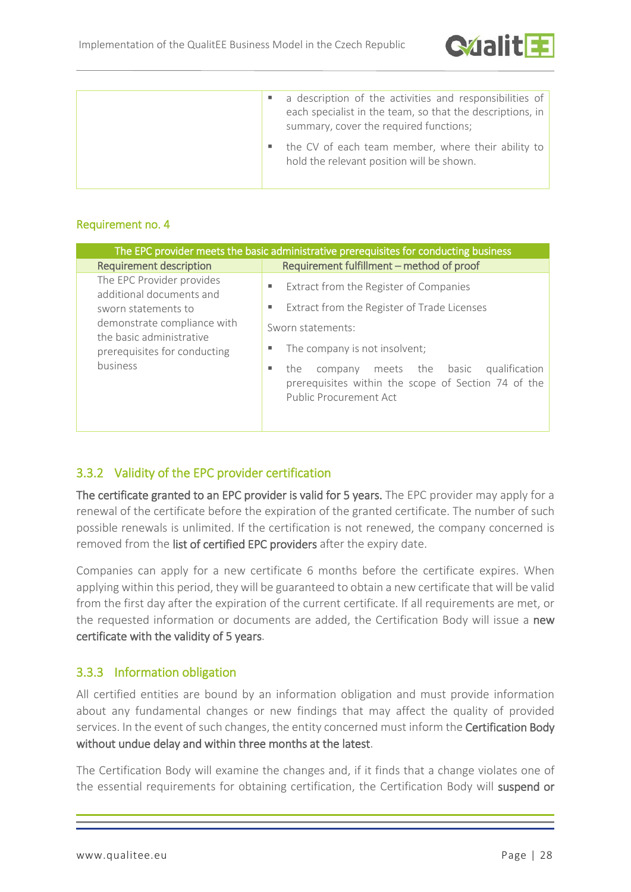| | |
|---|---|
| | ▪ a description of the activities and responsibilities of each specialist in the team, so that the descriptions, in summary, cover the required functions;<br>▪ the CV of each team member, where their ability to hold the relevant position will be shown. |

Requirement no. 4

| The EPC provider meets the basic administrative prerequisites for conducting business | |
|---|---|
| Requirement description | Requirement fulfillment – method of proof |
| The EPC Provider provides additional documents and sworn statements to demonstrate compliance with the basic administrative prerequisites for conducting business | ▪ Extract from the Register of Companies<br>▪ Extract from the Register of Trade Licenses<br>Sworn statements:<br>▪ The company is not insolvent;<br>▪ the company meets the basic qualification prerequisites within the scope of Section 74 of the Public Procurement Act |

### 3.3.2 Validity of the EPC provider certification

**The certificate granted to an EPC provider is valid for 5 years.** The EPC provider may apply for a renewal of the certificate before the expiration of the granted certificate. The number of such possible renewals is unlimited. If the certification is not renewed, the company concerned is removed from the **list of certified EPC providers** after the expiry date.

Companies can apply for a new certificate 6 months before the certificate expires. When applying within this period, they will be guaranteed to obtain a new certificate that will be valid from the first day after the expiration of the current certificate. If all requirements are met, or the requested information or documents are added, the Certification Body will issue a **new certificate with the validity of 5 years**.

### 3.3.3 Information obligation

All certified entities are bound by an information obligation and must provide information about any fundamental changes or new findings that may affect the quality of provided services. In the event of such changes, the entity concerned must inform the **Certification Body without undue delay and within three months at the latest**.

The Certification Body will examine the changes and, if it finds that a change violates one of the essential requirements for obtaining certification, the Certification Body will **suspend or**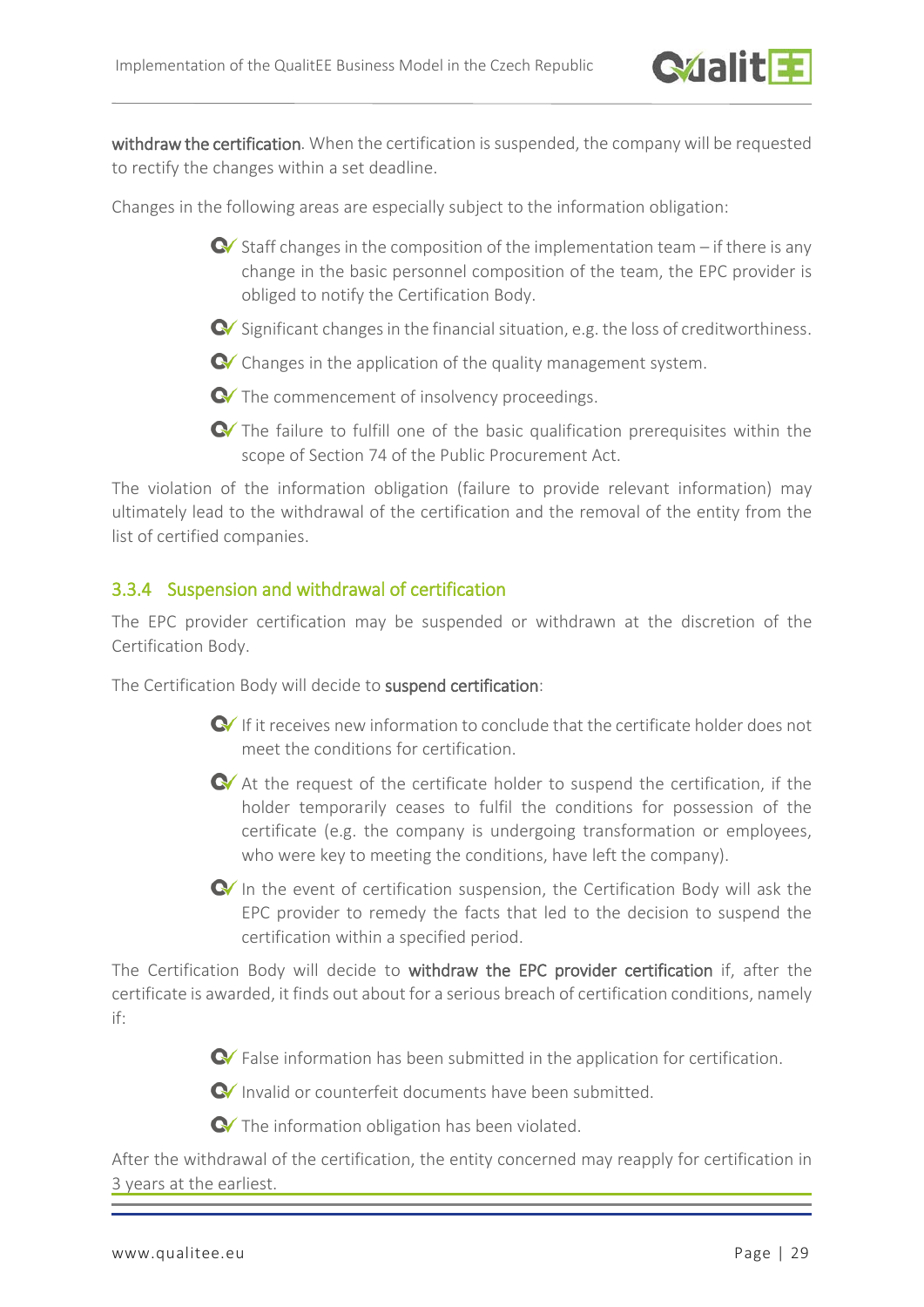**withdraw the certification**. When the certification is suspended, the company will be requested to rectify the changes within a set deadline.

Changes in the following areas are especially subject to the information obligation:

- Staff changes in the composition of the implementation team – if there is any change in the basic personnel composition of the team, the EPC provider is obliged to notify the Certification Body.
- Significant changes in the financial situation, e.g. the loss of creditworthiness.
- Changes in the application of the quality management system.
- The commencement of insolvency proceedings.
- The failure to fulfill one of the basic qualification prerequisites within the scope of Section 74 of the Public Procurement Act.

The violation of the information obligation (failure to provide relevant information) may ultimately lead to the withdrawal of the certification and the removal of the entity from the list of certified companies.

### 3.3.4 Suspension and withdrawal of certification

The EPC provider certification may be suspended or withdrawn at the discretion of the Certification Body.

The Certification Body will decide to **suspend certification**:

- If it receives new information to conclude that the certificate holder does not meet the conditions for certification.
- At the request of the certificate holder to suspend the certification, if the holder temporarily ceases to fulfil the conditions for possession of the certificate (e.g. the company is undergoing transformation or employees, who were key to meeting the conditions, have left the company).
- In the event of certification suspension, the Certification Body will ask the EPC provider to remedy the facts that led to the decision to suspend the certification within a specified period.

The Certification Body will decide to **withdraw the EPC provider certification** if, after the certificate is awarded, it finds out about for a serious breach of certification conditions, namely if:

- False information has been submitted in the application for certification.
- Invalid or counterfeit documents have been submitted.
- The information obligation has been violated.

After the withdrawal of the certification, the entity concerned may reapply for certification in 3 years at the earliest.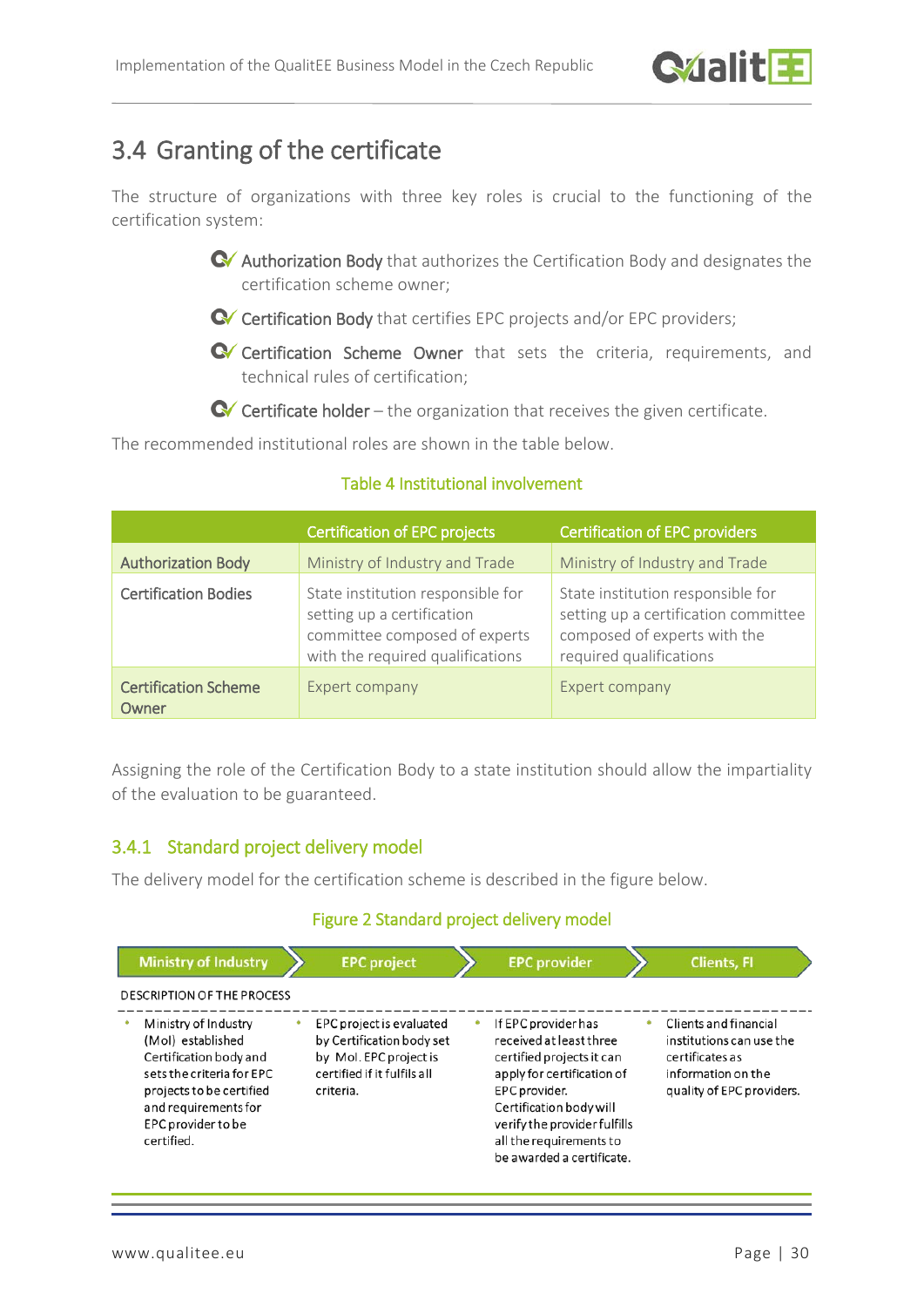## 3.4 Granting of the certificate

The structure of organizations with three key roles is crucial to the functioning of the certification system:

- Authorization Body that authorizes the Certification Body and designates the certification scheme owner;
- Certification Body that certifies EPC projects and/or EPC providers;
- Certification Scheme Owner that sets the criteria, requirements, and technical rules of certification;
- Certificate holder – the organization that receives the given certificate.

The recommended institutional roles are shown in the table below.

Table 4 Institutional involvement

| | Certification of EPC projects | Certification of EPC providers |
|---|---|---|
| Authorization Body | Ministry of Industry and Trade | Ministry of Industry and Trade |
| Certification Bodies | State institution responsible for setting up a certification committee composed of experts with the required qualifications | State institution responsible for setting up a certification committee composed of experts with the required qualifications |
| Certification Scheme Owner | Expert company | Expert company |

Assigning the role of the Certification Body to a state institution should allow the impartiality of the evaluation to be guaranteed.

### 3.4.1 Standard project delivery model

The delivery model for the certification scheme is described in the figure below.

Figure 2 Standard project delivery model

| Ministry of Industry | EPC project | EPC provider | Clients, FI |
|---|---|---|---|
| Ministry of Industry (MoI) established Certification body and sets the criteria for EPC projects to be certified and requirements for EPC provider to be certified. | EPC project is evaluated by Certification body set by MoI. EPC project is certified if it fulfils all criteria. | If EPC provider has received at least three certified projects it can apply for certification of EPC provider. Certification body will verify the provider fulfills all the requirements to be awarded a certificate. | Clients and financial institutions can use the certificates as information on the quality of EPC providers. |

DESCRIPTION OF THE PROCESS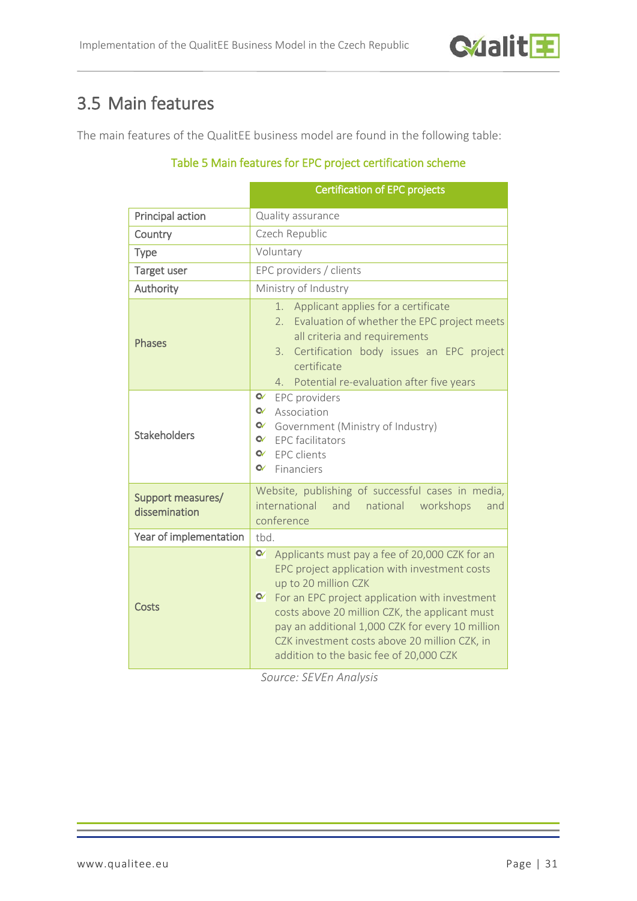## 3.5 Main features

The main features of the QualitEE business model are found in the following table:

Table 5 Main features for EPC project certification scheme

| | Certification of EPC projects |
|---|---|
| Principal action | Quality assurance |
| Country | Czech Republic |
| Type | Voluntary |
| Target user | EPC providers / clients |
| Authority | Ministry of Industry |
| Phases | 1. Applicant applies for a certificate<br>2. Evaluation of whether the EPC project meets all criteria and requirements<br>3. Certification body issues an EPC project certificate<br>4. Potential re-evaluation after five years |
| Stakeholders | - EPC providers<br>- Association<br>- Government (Ministry of Industry)<br>- EPC facilitators<br>- EPC clients<br>- Financiers |
| Support measures/ dissemination | Website, publishing of successful cases in media, international and national workshops and conference |
| Year of implementation | tbd. |
| Costs | - Applicants must pay a fee of 20,000 CZK for an EPC project application with investment costs up to 20 million CZK<br>- For an EPC project application with investment costs above 20 million CZK, the applicant must pay an additional 1,000 CZK for every 10 million CZK investment costs above 20 million CZK, in addition to the basic fee of 20,000 CZK |

*Source: SEVEn Analysis*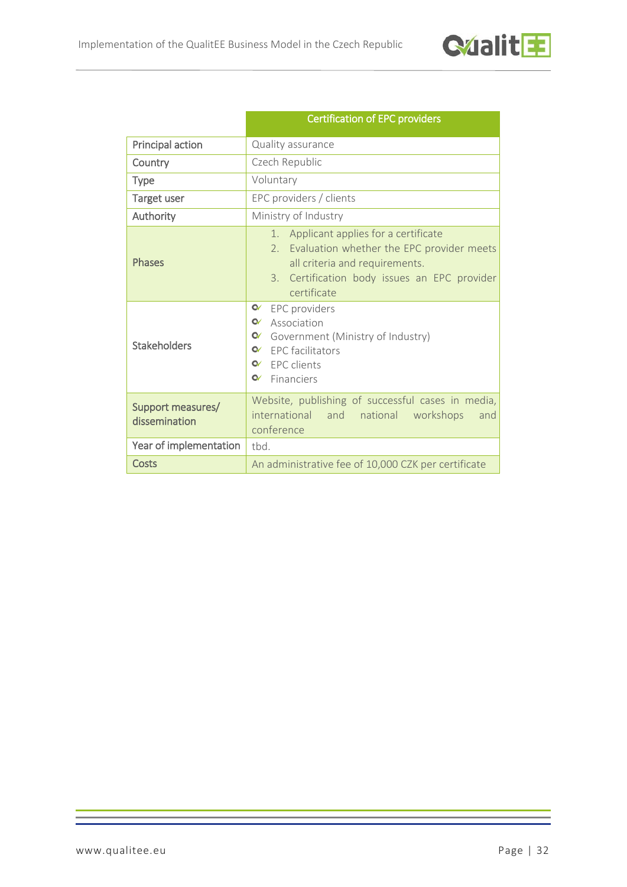| | Certification of EPC providers |
|---|---|
| Principal action | Quality assurance |
| Country | Czech Republic |
| Type | Voluntary |
| Target user | EPC providers / clients |
| Authority | Ministry of Industry |
| Phases | 1. Applicant applies for a certificate<br>2. Evaluation whether the EPC provider meets all criteria and requirements.<br>3. Certification body issues an EPC provider certificate |
| Stakeholders | - EPC providers<br>- Association<br>- Government (Ministry of Industry)<br>- EPC facilitators<br>- EPC clients<br>- Financiers |
| Support measures/ dissemination | Website, publishing of successful cases in media, international and national workshops and conference |
| Year of implementation | tbd. |
| Costs | An administrative fee of 10,000 CZK per certificate |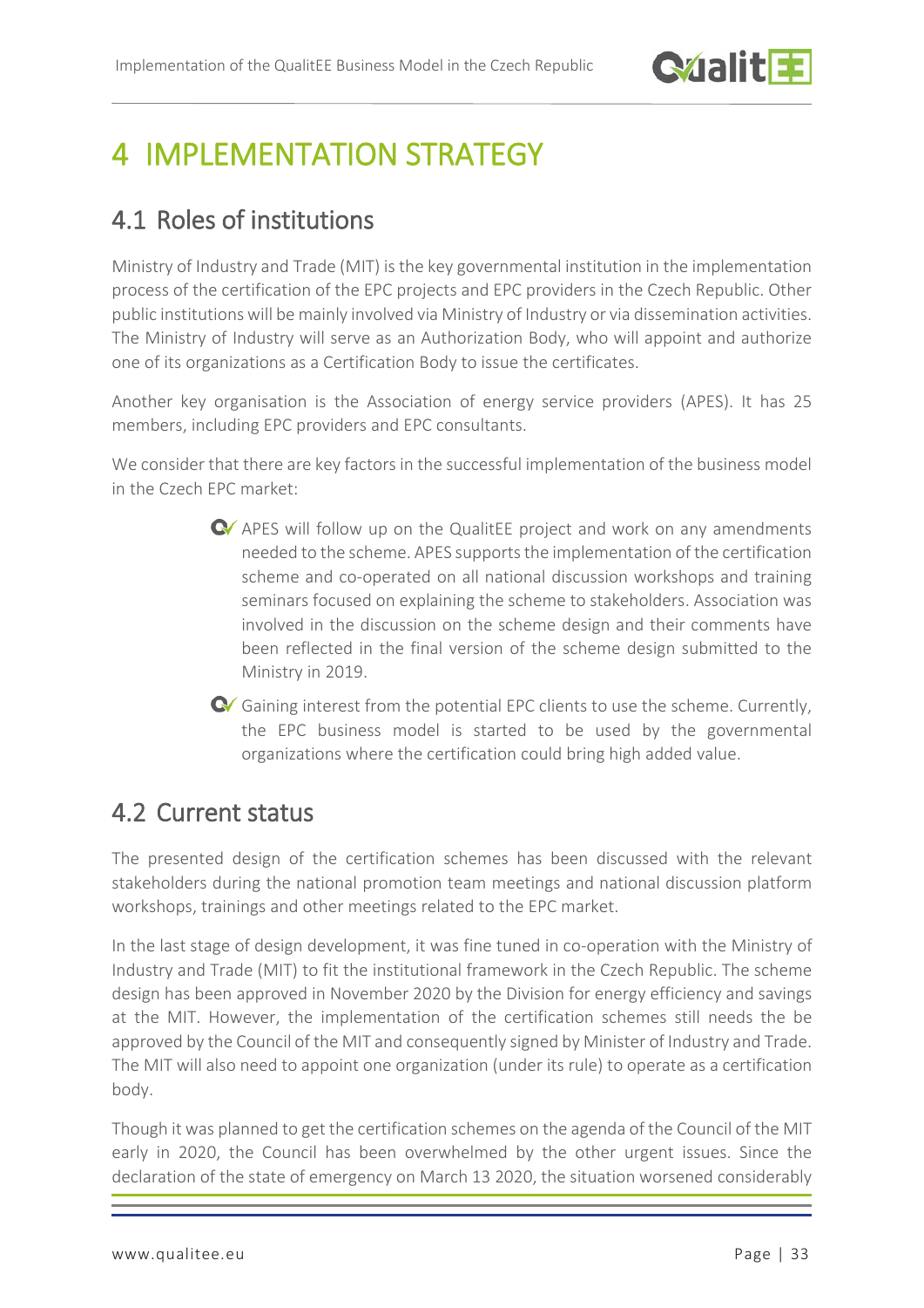# 4 IMPLEMENTATION STRATEGY

## 4.1 Roles of institutions

Ministry of Industry and Trade (MIT) is the key governmental institution in the implementation process of the certification of the EPC projects and EPC providers in the Czech Republic. Other public institutions will be mainly involved via Ministry of Industry or via dissemination activities. The Ministry of Industry will serve as an Authorization Body, who will appoint and authorize one of its organizations as a Certification Body to issue the certificates.

Another key organisation is the Association of energy service providers (APES). It has 25 members, including EPC providers and EPC consultants.

We consider that there are key factors in the successful implementation of the business model in the Czech EPC market:

- APES will follow up on the QualitEE project and work on any amendments needed to the scheme. APES supports the implementation of the certification scheme and co-operated on all national discussion workshops and training seminars focused on explaining the scheme to stakeholders. Association was involved in the discussion on the scheme design and their comments have been reflected in the final version of the scheme design submitted to the Ministry in 2019.
- Gaining interest from the potential EPC clients to use the scheme. Currently, the EPC business model is started to be used by the governmental organizations where the certification could bring high added value.

## 4.2 Current status

The presented design of the certification schemes has been discussed with the relevant stakeholders during the national promotion team meetings and national discussion platform workshops, trainings and other meetings related to the EPC market.

In the last stage of design development, it was fine tuned in co-operation with the Ministry of Industry and Trade (MIT) to fit the institutional framework in the Czech Republic. The scheme design has been approved in November 2020 by the Division for energy efficiency and savings at the MIT. However, the implementation of the certification schemes still needs the be approved by the Council of the MIT and consequently signed by Minister of Industry and Trade. The MIT will also need to appoint one organization (under its rule) to operate as a certification body.

Though it was planned to get the certification schemes on the agenda of the Council of the MIT early in 2020, the Council has been overwhelmed by the other urgent issues. Since the declaration of the state of emergency on March 13 2020, the situation worsened considerably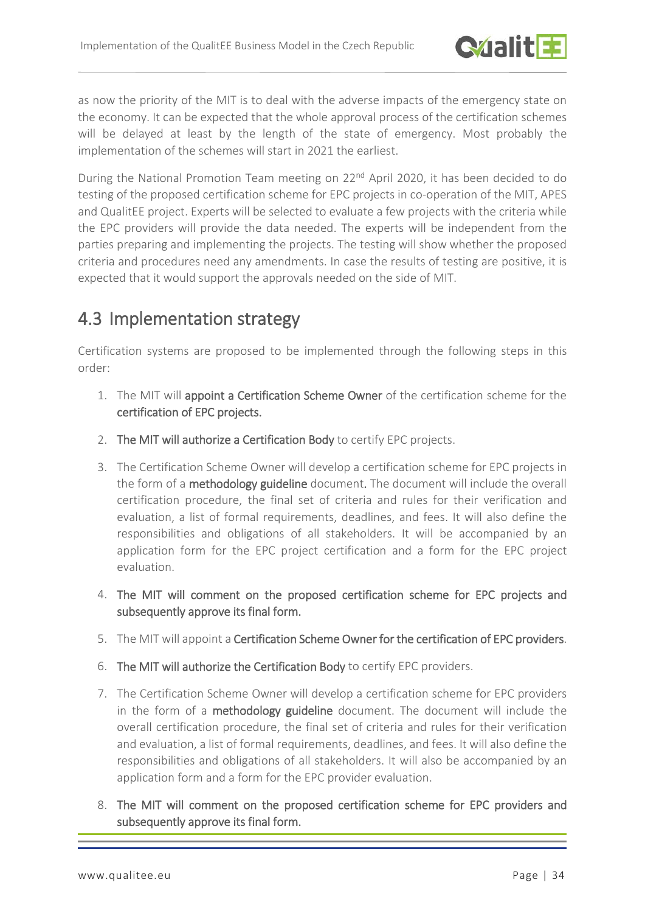as now the priority of the MIT is to deal with the adverse impacts of the emergency state on the economy. It can be expected that the whole approval process of the certification schemes will be delayed at least by the length of the state of emergency. Most probably the implementation of the schemes will start in 2021 the earliest.

During the National Promotion Team meeting on 22nd April 2020, it has been decided to do testing of the proposed certification scheme for EPC projects in co-operation of the MIT, APES and QualitEE project. Experts will be selected to evaluate a few projects with the criteria while the EPC providers will provide the data needed. The experts will be independent from the parties preparing and implementing the projects. The testing will show whether the proposed criteria and procedures need any amendments. In case the results of testing are positive, it is expected that it would support the approvals needed on the side of MIT.

## 4.3 Implementation strategy

Certification systems are proposed to be implemented through the following steps in this order:

1. The MIT will **appoint a Certification Scheme Owner** of the certification scheme for the **certification of EPC projects.**
2. **The MIT will authorize a Certification Body** to certify EPC projects.
3. The Certification Scheme Owner will develop a certification scheme for EPC projects in the form of a **methodology guideline** document**.** The document will include the overall certification procedure, the final set of criteria and rules for their verification and evaluation, a list of formal requirements, deadlines, and fees. It will also define the responsibilities and obligations of all stakeholders. It will be accompanied by an application form for the EPC project certification and a form for the EPC project evaluation.
4. **The MIT will comment on the proposed certification scheme for EPC projects and subsequently approve its final form.**
5. The MIT will appoint a **Certification Scheme Owner for the certification of EPC providers**.
6. **The MIT will authorize the Certification Body** to certify EPC providers.
7. The Certification Scheme Owner will develop a certification scheme for EPC providers in the form of a **methodology guideline** document. The document will include the overall certification procedure, the final set of criteria and rules for their verification and evaluation, a list of formal requirements, deadlines, and fees. It will also define the responsibilities and obligations of all stakeholders. It will also be accompanied by an application form and a form for the EPC provider evaluation.
8. **The MIT will comment on the proposed certification scheme for EPC providers and subsequently approve its final form.**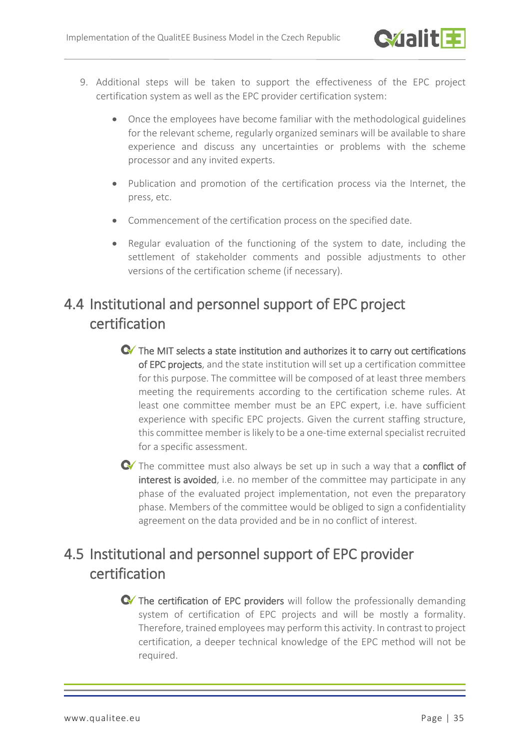9. Additional steps will be taken to support the effectiveness of the EPC project certification system as well as the EPC provider certification system:

   - Once the employees have become familiar with the methodological guidelines for the relevant scheme, regularly organized seminars will be available to share experience and discuss any uncertainties or problems with the scheme processor and any invited experts.
   - Publication and promotion of the certification process via the Internet, the press, etc.
   - Commencement of the certification process on the specified date.
   - Regular evaluation of the functioning of the system to date, including the settlement of stakeholder comments and possible adjustments to other versions of the certification scheme (if necessary).

## 4.4 Institutional and personnel support of EPC project certification

- **The MIT selects a state institution and authorizes it to carry out certifications of EPC projects**, and the state institution will set up a certification committee for this purpose. The committee will be composed of at least three members meeting the requirements according to the certification scheme rules. At least one committee member must be an EPC expert, i.e. have sufficient experience with specific EPC projects. Given the current staffing structure, this committee member is likely to be a one-time external specialist recruited for a specific assessment.
- The committee must also always be set up in such a way that a **conflict of interest is avoided**, i.e. no member of the committee may participate in any phase of the evaluated project implementation, not even the preparatory phase. Members of the committee would be obliged to sign a confidentiality agreement on the data provided and be in no conflict of interest.

## 4.5 Institutional and personnel support of EPC provider certification

- **The certification of EPC providers** will follow the professionally demanding system of certification of EPC projects and will be mostly a formality. Therefore, trained employees may perform this activity. In contrast to project certification, a deeper technical knowledge of the EPC method will not be required.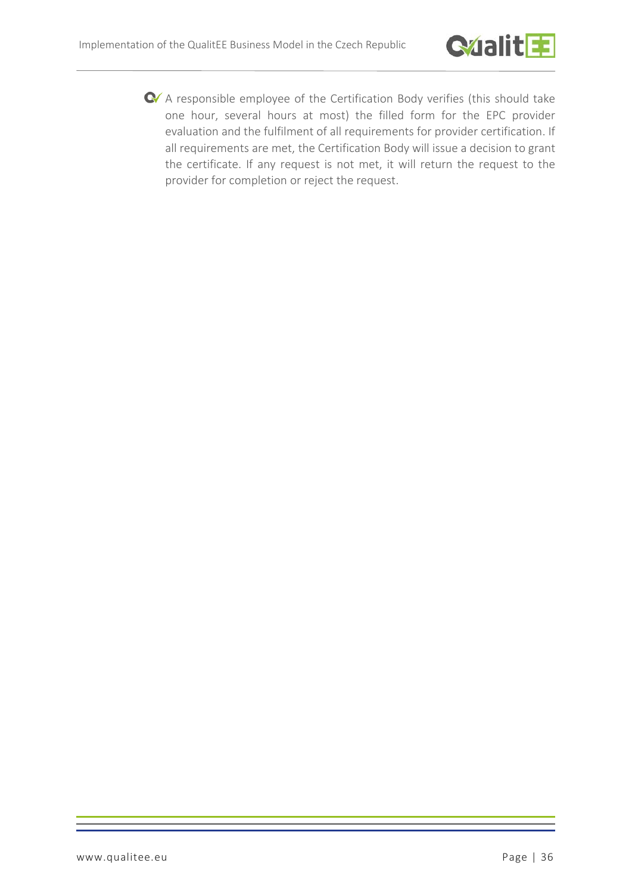- A responsible employee of the Certification Body verifies (this should take one hour, several hours at most) the filled form for the EPC provider evaluation and the fulfilment of all requirements for provider certification. If all requirements are met, the Certification Body will issue a decision to grant the certificate. If any request is not met, it will return the request to the provider for completion or reject the request.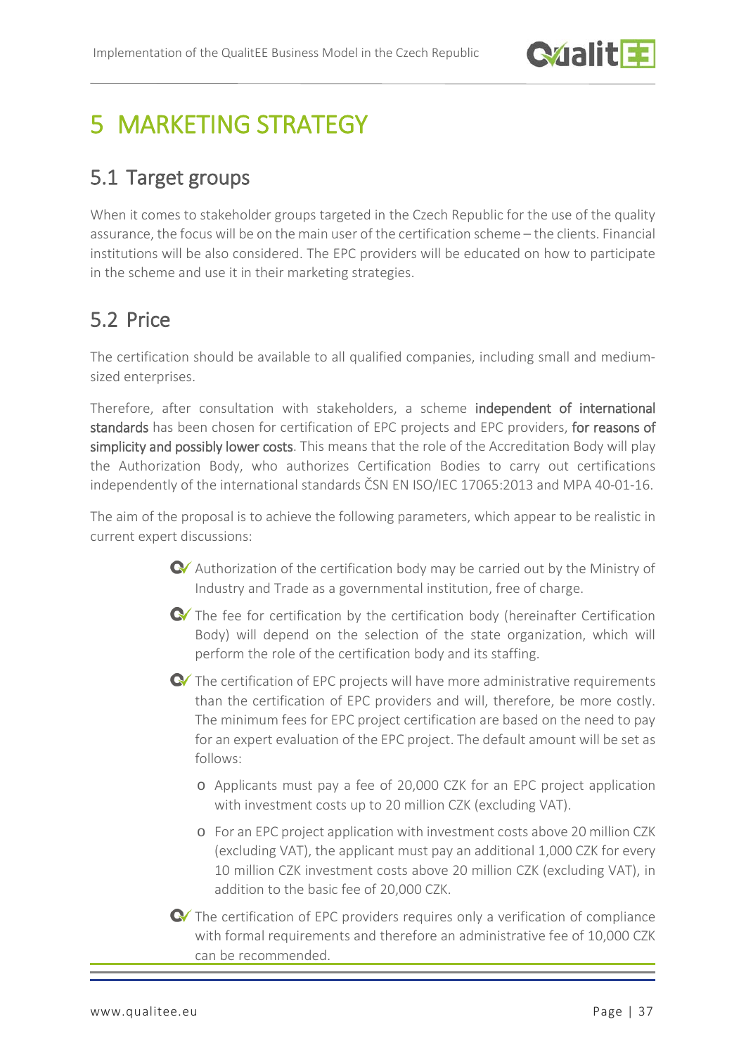# 5 MARKETING STRATEGY

## 5.1 Target groups

When it comes to stakeholder groups targeted in the Czech Republic for the use of the quality assurance, the focus will be on the main user of the certification scheme – the clients. Financial institutions will be also considered. The EPC providers will be educated on how to participate in the scheme and use it in their marketing strategies.

## 5.2 Price

The certification should be available to all qualified companies, including small and medium-sized enterprises.

Therefore, after consultation with stakeholders, a scheme **independent of international standards** has been chosen for certification of EPC projects and EPC providers, **for reasons of simplicity and possibly lower costs**. This means that the role of the Accreditation Body will play the Authorization Body, who authorizes Certification Bodies to carry out certifications independently of the international standards ČSN EN ISO/IEC 17065:2013 and MPA 40-01-16.

The aim of the proposal is to achieve the following parameters, which appear to be realistic in current expert discussions:

- Authorization of the certification body may be carried out by the Ministry of Industry and Trade as a governmental institution, free of charge.
- The fee for certification by the certification body (hereinafter Certification Body) will depend on the selection of the state organization, which will perform the role of the certification body and its staffing.
- The certification of EPC projects will have more administrative requirements than the certification of EPC providers and will, therefore, be more costly. The minimum fees for EPC project certification are based on the need to pay for an expert evaluation of the EPC project. The default amount will be set as follows:
  - Applicants must pay a fee of 20,000 CZK for an EPC project application with investment costs up to 20 million CZK (excluding VAT).
  - For an EPC project application with investment costs above 20 million CZK (excluding VAT), the applicant must pay an additional 1,000 CZK for every 10 million CZK investment costs above 20 million CZK (excluding VAT), in addition to the basic fee of 20,000 CZK.
- The certification of EPC providers requires only a verification of compliance with formal requirements and therefore an administrative fee of 10,000 CZK can be recommended.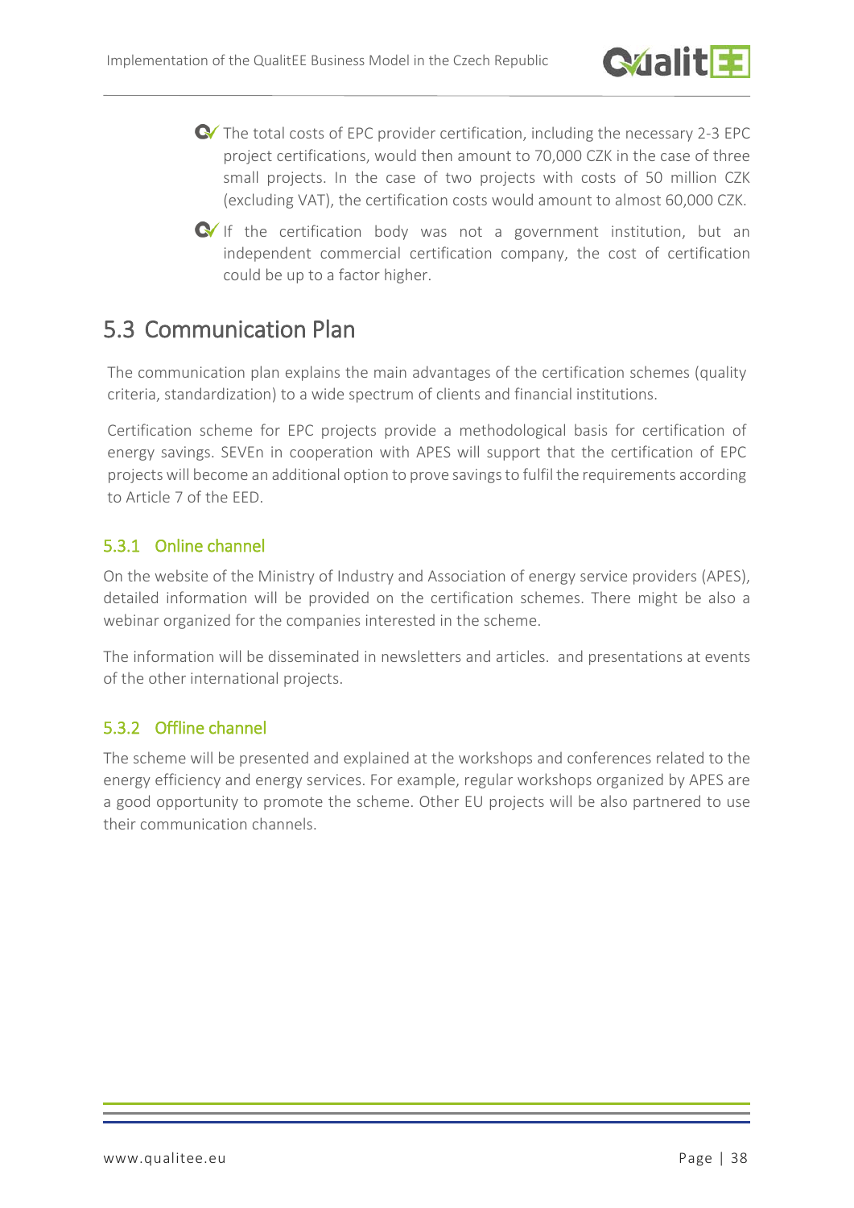- The total costs of EPC provider certification, including the necessary 2-3 EPC project certifications, would then amount to 70,000 CZK in the case of three small projects. In the case of two projects with costs of 50 million CZK (excluding VAT), the certification costs would amount to almost 60,000 CZK.
- If the certification body was not a government institution, but an independent commercial certification company, the cost of certification could be up to a factor higher.

## 5.3 Communication Plan

The communication plan explains the main advantages of the certification schemes (quality criteria, standardization) to a wide spectrum of clients and financial institutions.

Certification scheme for EPC projects provide a methodological basis for certification of energy savings. SEVEn in cooperation with APES will support that the certification of EPC projects will become an additional option to prove savings to fulfil the requirements according to Article 7 of the EED.

### 5.3.1 Online channel

On the website of the Ministry of Industry and Association of energy service providers (APES), detailed information will be provided on the certification schemes. There might be also a webinar organized for the companies interested in the scheme.

The information will be disseminated in newsletters and articles.  and presentations at events of the other international projects.

### 5.3.2 Offline channel

The scheme will be presented and explained at the workshops and conferences related to the energy efficiency and energy services. For example, regular workshops organized by APES are a good opportunity to promote the scheme. Other EU projects will be also partnered to use their communication channels.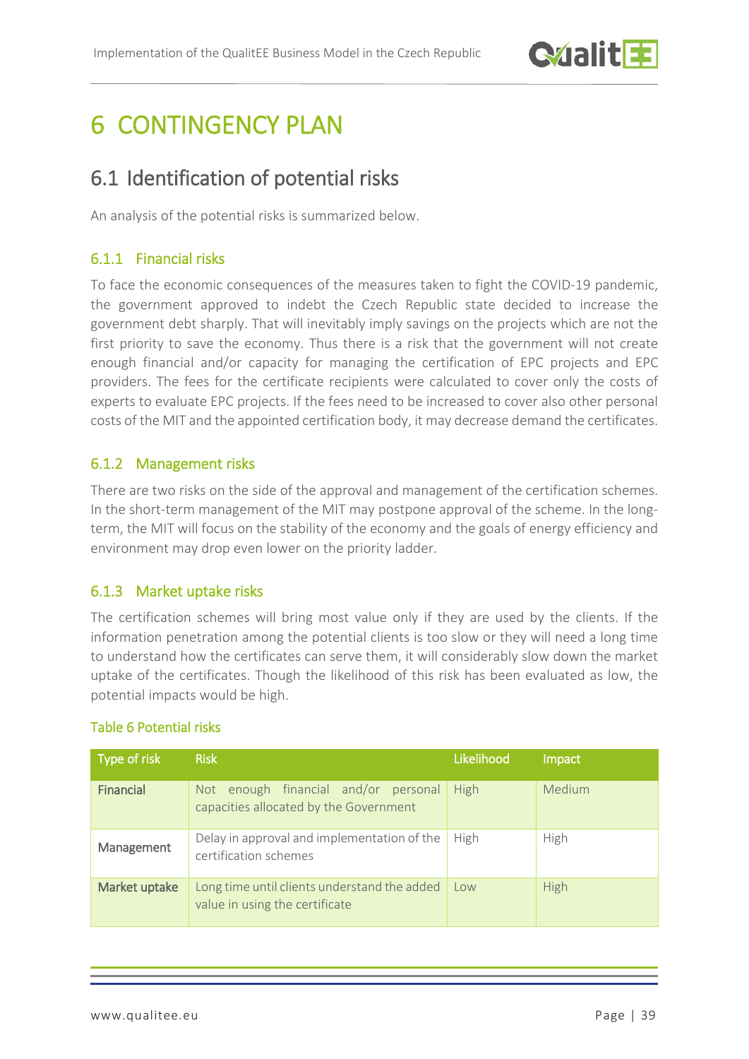# 6 CONTINGENCY PLAN

## 6.1 Identification of potential risks

An analysis of the potential risks is summarized below.

### 6.1.1 Financial risks

To face the economic consequences of the measures taken to fight the COVID-19 pandemic, the government approved to indebt the Czech Republic state decided to increase the government debt sharply. That will inevitably imply savings on the projects which are not the first priority to save the economy. Thus there is a risk that the government will not create enough financial and/or capacity for managing the certification of EPC projects and EPC providers. The fees for the certificate recipients were calculated to cover only the costs of experts to evaluate EPC projects. If the fees need to be increased to cover also other personal costs of the MIT and the appointed certification body, it may decrease demand the certificates.

### 6.1.2 Management risks

There are two risks on the side of the approval and management of the certification schemes. In the short-term management of the MIT may postpone approval of the scheme. In the long-term, the MIT will focus on the stability of the economy and the goals of energy efficiency and environment may drop even lower on the priority ladder.

### 6.1.3 Market uptake risks

The certification schemes will bring most value only if they are used by the clients. If the information penetration among the potential clients is too slow or they will need a long time to understand how the certificates can serve them, it will considerably slow down the market uptake of the certificates. Though the likelihood of this risk has been evaluated as low, the potential impacts would be high.

Table 6 Potential risks

| Type of risk | Risk | Likelihood | Impact |
|---|---|---|---|
| Financial | Not enough financial and/or personal capacities allocated by the Government | High | Medium |
| Management | Delay in approval and implementation of the certification schemes | High | High |
| Market uptake | Long time until clients understand the added value in using the certificate | Low | High |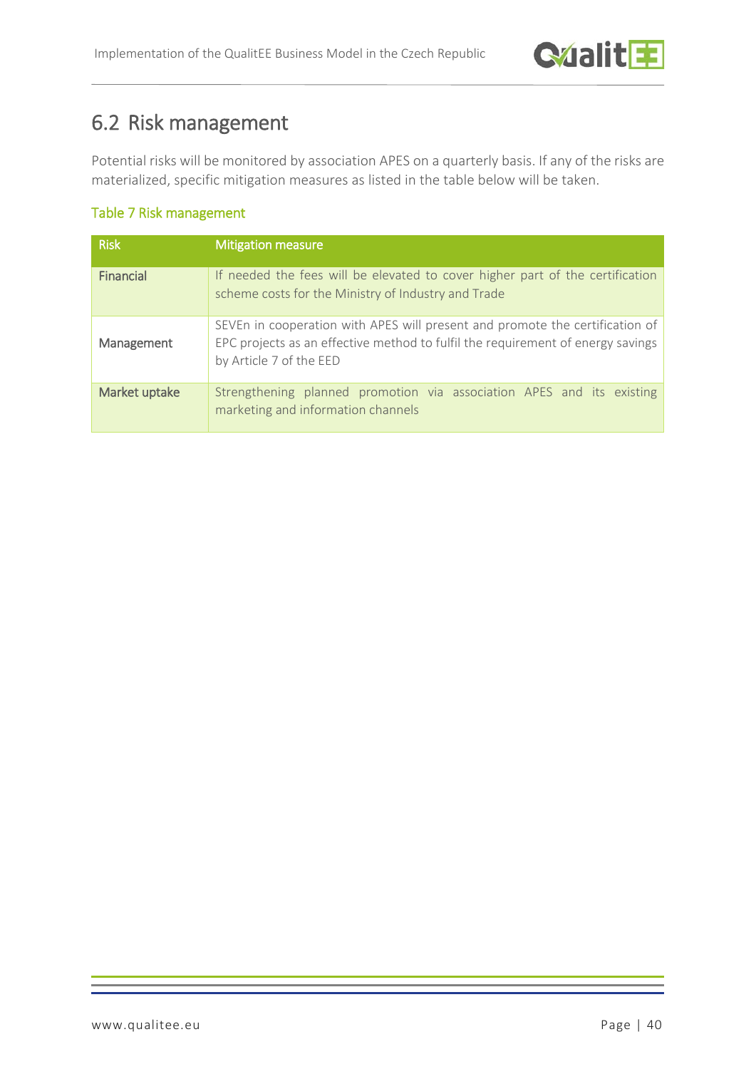## 6.2 Risk management

Potential risks will be monitored by association APES on a quarterly basis. If any of the risks are materialized, specific mitigation measures as listed in the table below will be taken.

Table 7 Risk management

| Risk | Mitigation measure |
|---|---|
| Financial | If needed the fees will be elevated to cover higher part of the certification scheme costs for the Ministry of Industry and Trade |
| Management | SEVEn in cooperation with APES will present and promote the certification of EPC projects as an effective method to fulfil the requirement of energy savings by Article 7 of the EED |
| Market uptake | Strengthening planned promotion via association APES and its existing marketing and information channels |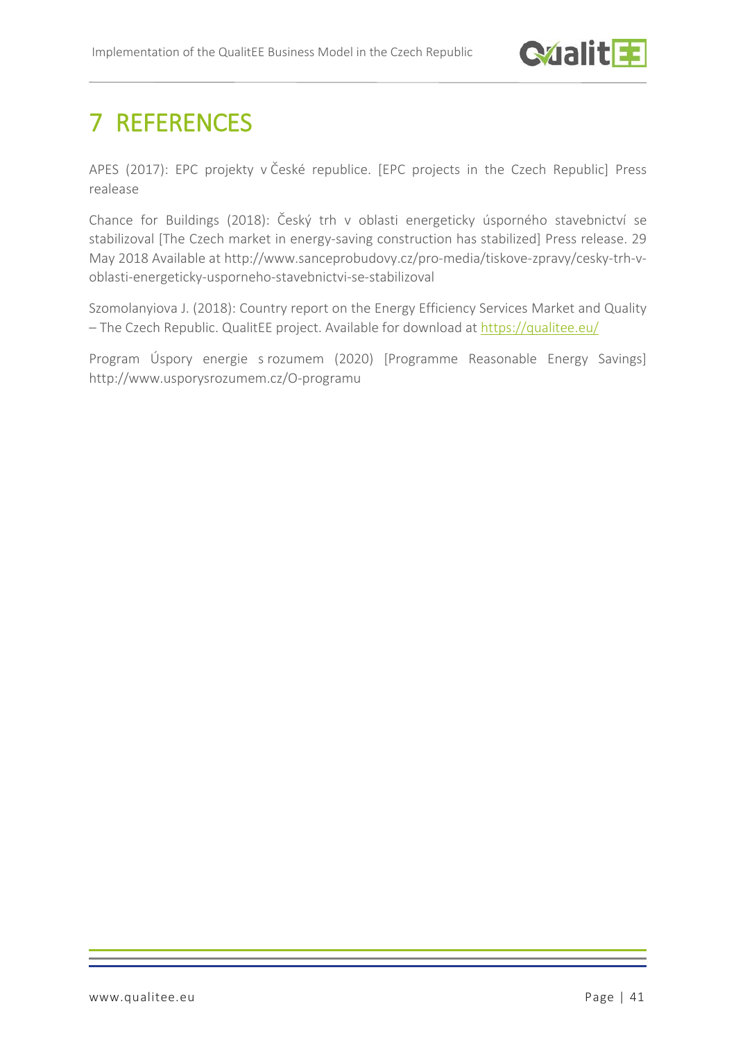# 7 REFERENCES

APES (2017): EPC projekty v České republice. [EPC projects in the Czech Republic] Press realease

Chance for Buildings (2018): Český trh v oblasti energeticky úsporného stavebnictví se stabilizoval [The Czech market in energy-saving construction has stabilized] Press release. 29 May 2018 Available at http://www.sanceprobudovy.cz/pro-media/tiskove-zpravy/cesky-trh-v-oblasti-energeticky-usporneho-stavebnictvi-se-stabilizoval

Szomolanyiova J. (2018): Country report on the Energy Efficiency Services Market and Quality – The Czech Republic. QualitEE project. Available for download at https://qualitee.eu/

Program Úspory energie s rozumem (2020) [Programme Reasonable Energy Savings] http://www.usporysrozumem.cz/O-programu